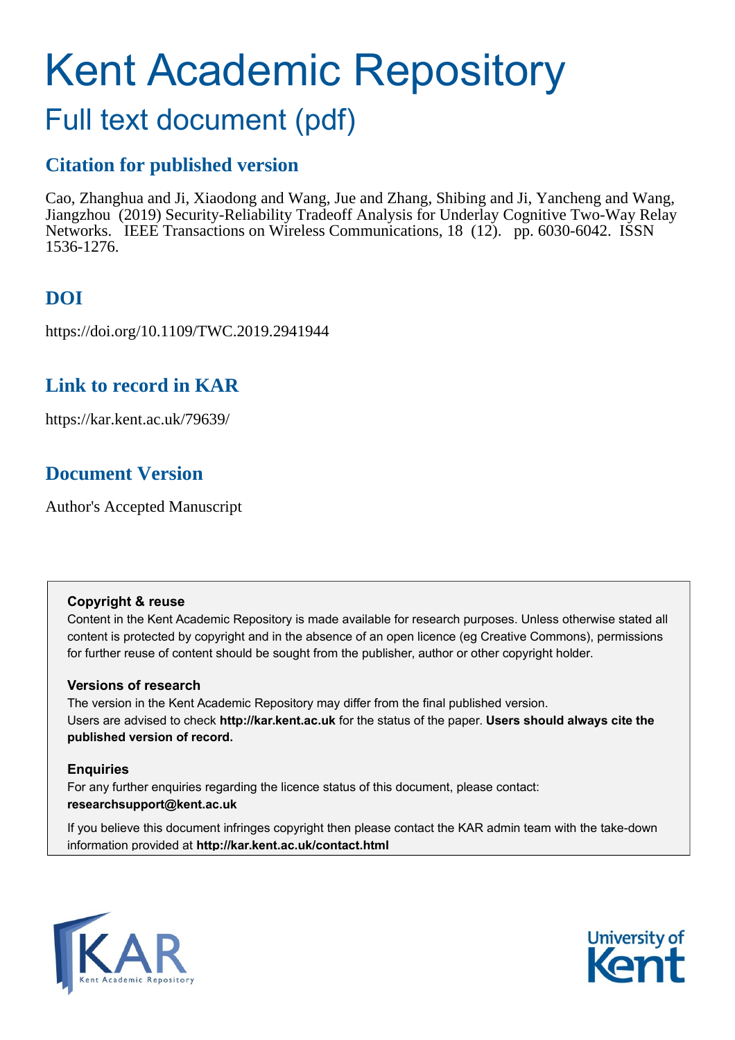# Kent Academic Repository

## Full text document (pdf)

### Citation for published version

Cao, Zhanghua and Ji, Xiaodong and Wang, Jue and Zhang, Shibing and Ji, Yancheng and Wang, Jiangzhou (2019) Security-Reliability Tradeoff Analysis for Underlay Cognitive Two-Way Relay Networks. IEEE Transactions on Wireless Communications, 18 (12). pp. 6030-6042. ISSN 1536-1276.

### DOI

https://doi.org/10.1109/TWC.2019.2941944

### Link to record in KAR

https://kar.kent.ac.uk/79639/

### Document Version

Author's Accepted Manuscript

**Copyright & reuse**

Content in the Kent Academic Repository is made available for research purposes. Unless otherwise stated all content is protected by copyright and in the absence of an open licence (eg Creative Commons), permissions for further reuse of content should be sought from the publisher, author or other copyright holder.

**Versions of research**

The version in the Kent Academic Repository may differ from the final published version. Users are advised to check **http://kar.kent.ac.uk** for the status of the paper. **Users should always cite the published version of record.**

**Enquiries**

For any further enquiries regarding the licence status of this document, please contact: **researchsupport@kent.ac.uk**

If you believe this document infringes copyright then please contact the KAR admin team with the take-down information provided at **http://kar.kent.ac.uk/contact.html**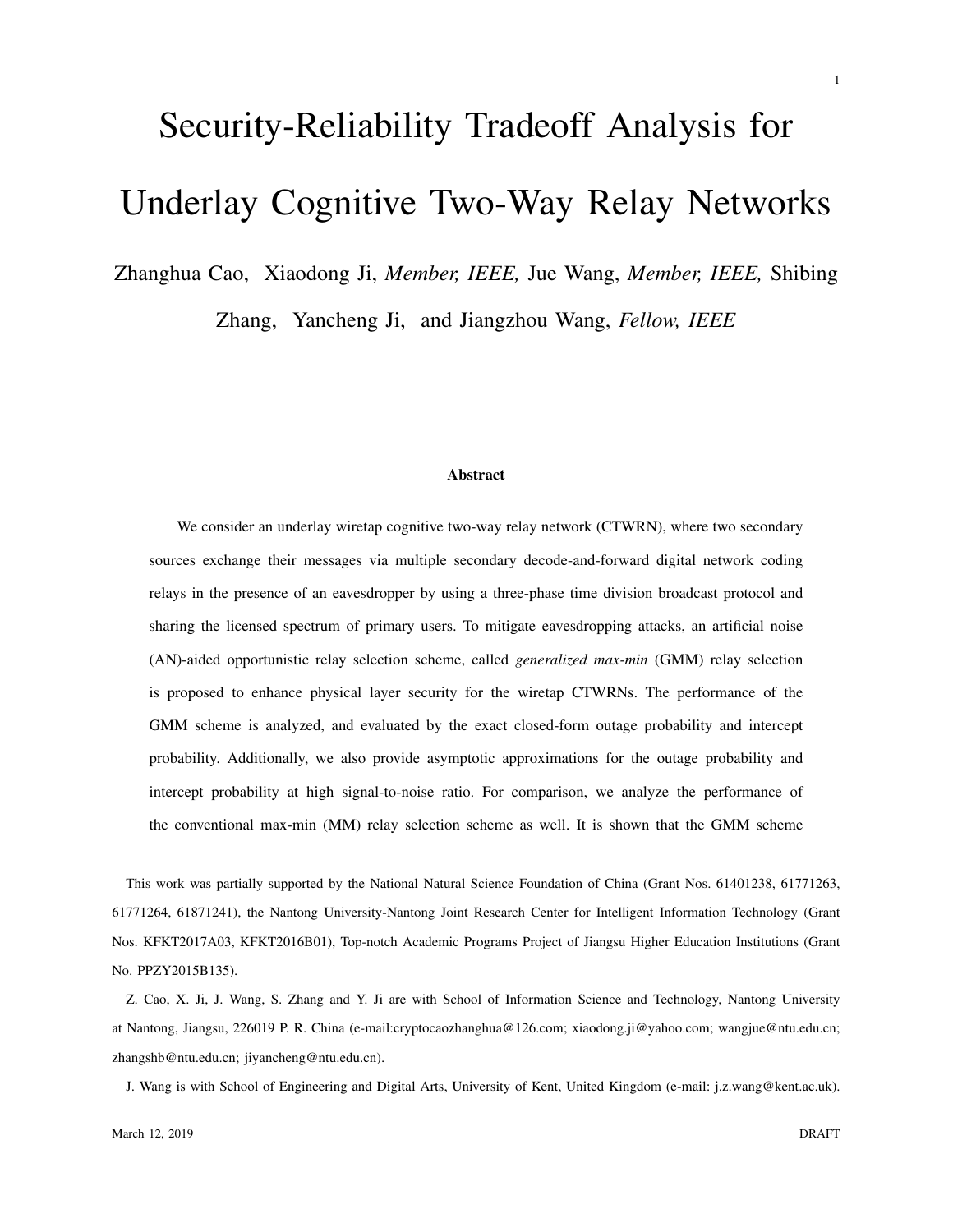# Security-Reliability Tradeoff Analysis for Underlay Cognitive Two-Way Relay Networks

Zhanghua Cao, Xiaodong Ji, *Member, IEEE,* Jue Wang, *Member, IEEE,* Shibing Zhang, Yancheng Ji, and Jiangzhou Wang, *Fellow, IEEE*

### Abstract

We consider an underlay wiretap cognitive two-way relay network (CTWRN), where two secondary sources exchange their messages via multiple secondary decode-and-forward digital network coding relays in the presence of an eavesdropper by using a three-phase time division broadcast protocol and sharing the licensed spectrum of primary users. To mitigate eavesdropping attacks, an artificial noise (AN)-aided opportunistic relay selection scheme, called *generalized max-min* (GMM) relay selection is proposed to enhance physical layer security for the wiretap CTWRNs. The performance of the GMM scheme is analyzed, and evaluated by the exact closed-form outage probability and intercept probability. Additionally, we also provide asymptotic approximations for the outage probability and intercept probability at high signal-to-noise ratio. For comparison, we analyze the performance of the conventional max-min (MM) relay selection scheme as well. It is shown that the GMM scheme

This work was partially supported by the National Natural Science Foundation of China (Grant Nos. 61401238, 61771263, 61771264, 61871241), the Nantong University-Nantong Joint Research Center for Intelligent Information Technology (Grant Nos. KFKT2017A03, KFKT2016B01), Top-notch Academic Programs Project of Jiangsu Higher Education Institutions (Grant No. PPZY2015B135).

Z. Cao, X. Ji, J. Wang, S. Zhang and Y. Ji are with School of Information Science and Technology, Nantong University at Nantong, Jiangsu, 226019 P. R. China (e-mail:cryptocaozhanghua@126.com; xiaodong.ji@yahoo.com; wangjue@ntu.edu.cn; zhangshb@ntu.edu.cn; jiyancheng@ntu.edu.cn).

J. Wang is with School of Engineering and Digital Arts, University of Kent, United Kingdom (e-mail: j.z.wang@kent.ac.uk).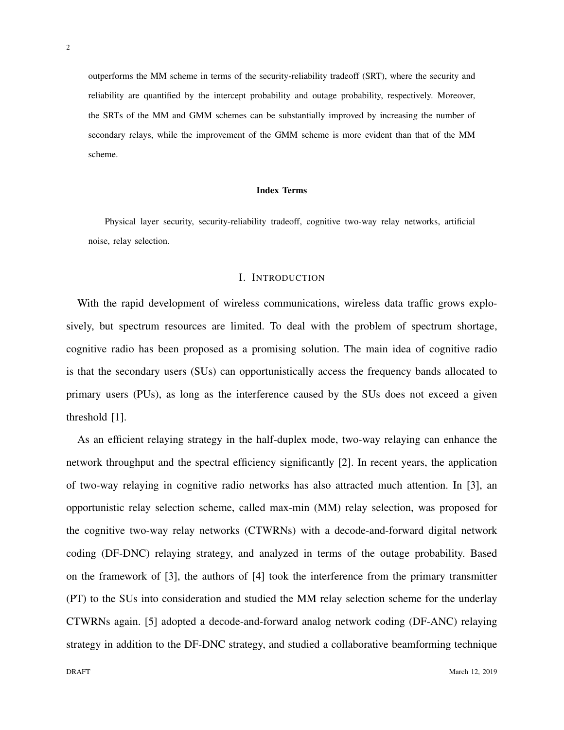outperforms the MM scheme in terms of the security-reliability tradeoff (SRT), where the security and reliability are quantified by the intercept probability and outage probability, respectively. Moreover, the SRTs of the MM and GMM schemes can be substantially improved by increasing the number of secondary relays, while the improvement of the GMM scheme is more evident than that of the MM scheme.

**Index Terms**

Physical layer security, security-reliability tradeoff, cognitive two-way relay networks, artificial noise, relay selection.

## I. INTRODUCTION

With the rapid development of wireless communications, wireless data traffic grows explosively, but spectrum resources are limited. To deal with the problem of spectrum shortage, cognitive radio has been proposed as a promising solution. The main idea of cognitive radio is that the secondary users (SUs) can opportunistically access the frequency bands allocated to primary users (PUs), as long as the interference caused by the SUs does not exceed a given threshold [1].

As an efficient relaying strategy in the half-duplex mode, two-way relaying can enhance the network throughput and the spectral efficiency significantly [2]. In recent years, the application of two-way relaying in cognitive radio networks has also attracted much attention. In [3], an opportunistic relay selection scheme, called max-min (MM) relay selection, was proposed for the cognitive two-way relay networks (CTWRNs) with a decode-and-forward digital network coding (DF-DNC) relaying strategy, and analyzed in terms of the outage probability. Based on the framework of [3], the authors of [4] took the interference from the primary transmitter (PT) to the SUs into consideration and studied the MM relay selection scheme for the underlay CTWRNs again. [5] adopted a decode-and-forward analog network coding (DF-ANC) relaying strategy in addition to the DF-DNC strategy, and studied a collaborative beamforming technique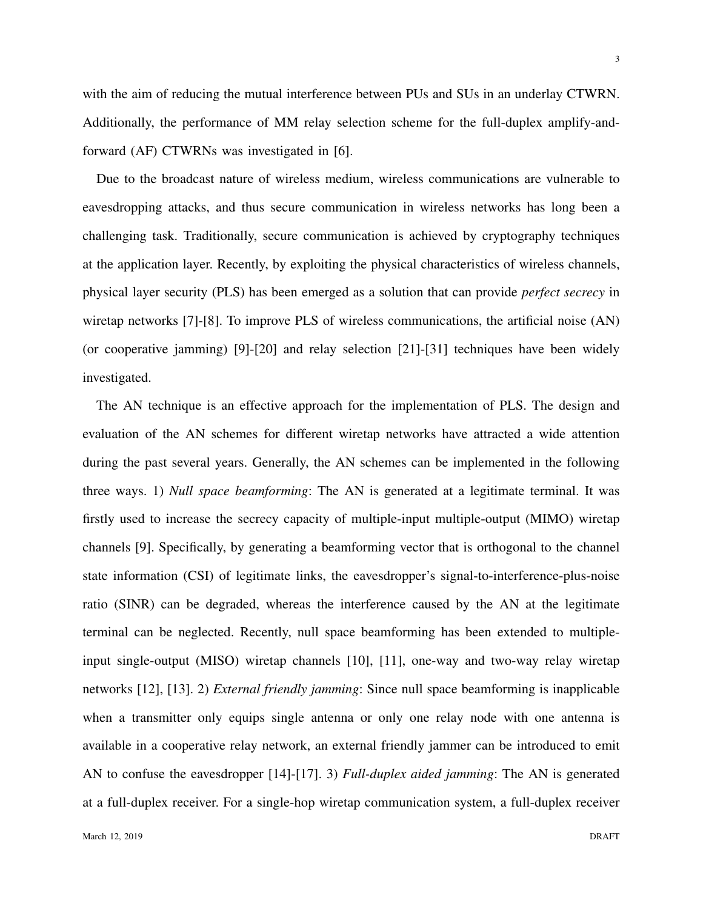with the aim of reducing the mutual interference between PUs and SUs in an underlay CTWRN. Additionally, the performance of MM relay selection scheme for the full-duplex amplify-and-forward (AF) CTWRNs was investigated in [6].

Due to the broadcast nature of wireless medium, wireless communications are vulnerable to eavesdropping attacks, and thus secure communication in wireless networks has long been a challenging task. Traditionally, secure communication is achieved by cryptography techniques at the application layer. Recently, by exploiting the physical characteristics of wireless channels, physical layer security (PLS) has been emerged as a solution that can provide *perfect secrecy* in wiretap networks [7]-[8]. To improve PLS of wireless communications, the artificial noise (AN) (or cooperative jamming) [9]-[20] and relay selection [21]-[31] techniques have been widely investigated.

The AN technique is an effective approach for the implementation of PLS. The design and evaluation of the AN schemes for different wiretap networks have attracted a wide attention during the past several years. Generally, the AN schemes can be implemented in the following three ways. 1) *Null space beamforming*: The AN is generated at a legitimate terminal. It was firstly used to increase the secrecy capacity of multiple-input multiple-output (MIMO) wiretap channels [9]. Specifically, by generating a beamforming vector that is orthogonal to the channel state information (CSI) of legitimate links, the eavesdropper's signal-to-interference-plus-noise ratio (SINR) can be degraded, whereas the interference caused by the AN at the legitimate terminal can be neglected. Recently, null space beamforming has been extended to multiple-input single-output (MISO) wiretap channels [10], [11], one-way and two-way relay wiretap networks [12], [13]. 2) *External friendly jamming*: Since null space beamforming is inapplicable when a transmitter only equips single antenna or only one relay node with one antenna is available in a cooperative relay network, an external friendly jammer can be introduced to emit AN to confuse the eavesdropper [14]-[17]. 3) *Full-duplex aided jamming*: The AN is generated at a full-duplex receiver. For a single-hop wiretap communication system, a full-duplex receiver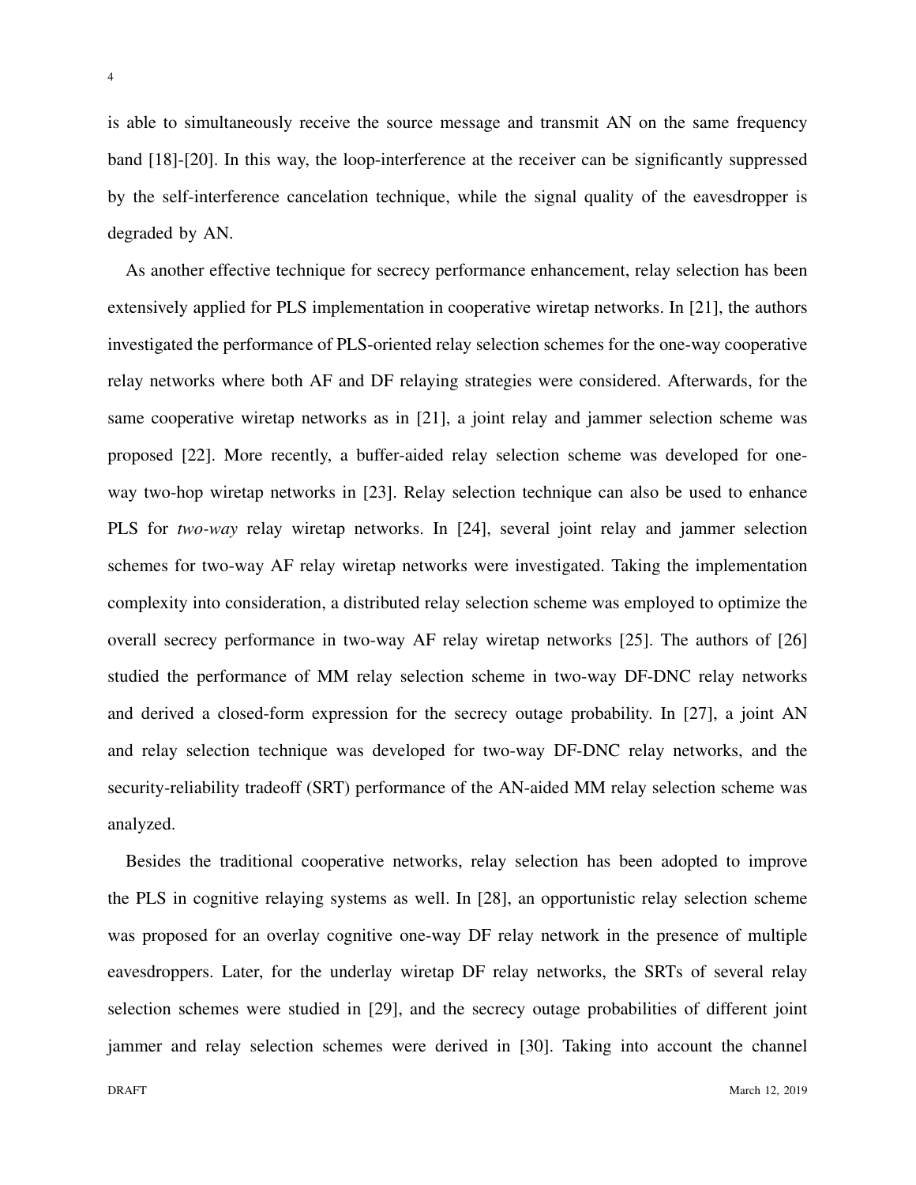is able to simultaneously receive the source message and transmit AN on the same frequency band [18]-[20]. In this way, the loop-interference at the receiver can be significantly suppressed by the self-interference cancelation technique, while the signal quality of the eavesdropper is degraded by AN.

As another effective technique for secrecy performance enhancement, relay selection has been extensively applied for PLS implementation in cooperative wiretap networks. In [21], the authors investigated the performance of PLS-oriented relay selection schemes for the one-way cooperative relay networks where both AF and DF relaying strategies were considered. Afterwards, for the same cooperative wiretap networks as in [21], a joint relay and jammer selection scheme was proposed [22]. More recently, a buffer-aided relay selection scheme was developed for one-way two-hop wiretap networks in [23]. Relay selection technique can also be used to enhance PLS for *two-way* relay wiretap networks. In [24], several joint relay and jammer selection schemes for two-way AF relay wiretap networks were investigated. Taking the implementation complexity into consideration, a distributed relay selection scheme was employed to optimize the overall secrecy performance in two-way AF relay wiretap networks [25]. The authors of [26] studied the performance of MM relay selection scheme in two-way DF-DNC relay networks and derived a closed-form expression for the secrecy outage probability. In [27], a joint AN and relay selection technique was developed for two-way DF-DNC relay networks, and the security-reliability tradeoff (SRT) performance of the AN-aided MM relay selection scheme was analyzed.

Besides the traditional cooperative networks, relay selection has been adopted to improve the PLS in cognitive relaying systems as well. In [28], an opportunistic relay selection scheme was proposed for an overlay cognitive one-way DF relay network in the presence of multiple eavesdroppers. Later, for the underlay wiretap DF relay networks, the SRTs of several relay selection schemes were studied in [29], and the secrecy outage probabilities of different joint jammer and relay selection schemes were derived in [30]. Taking into account the channel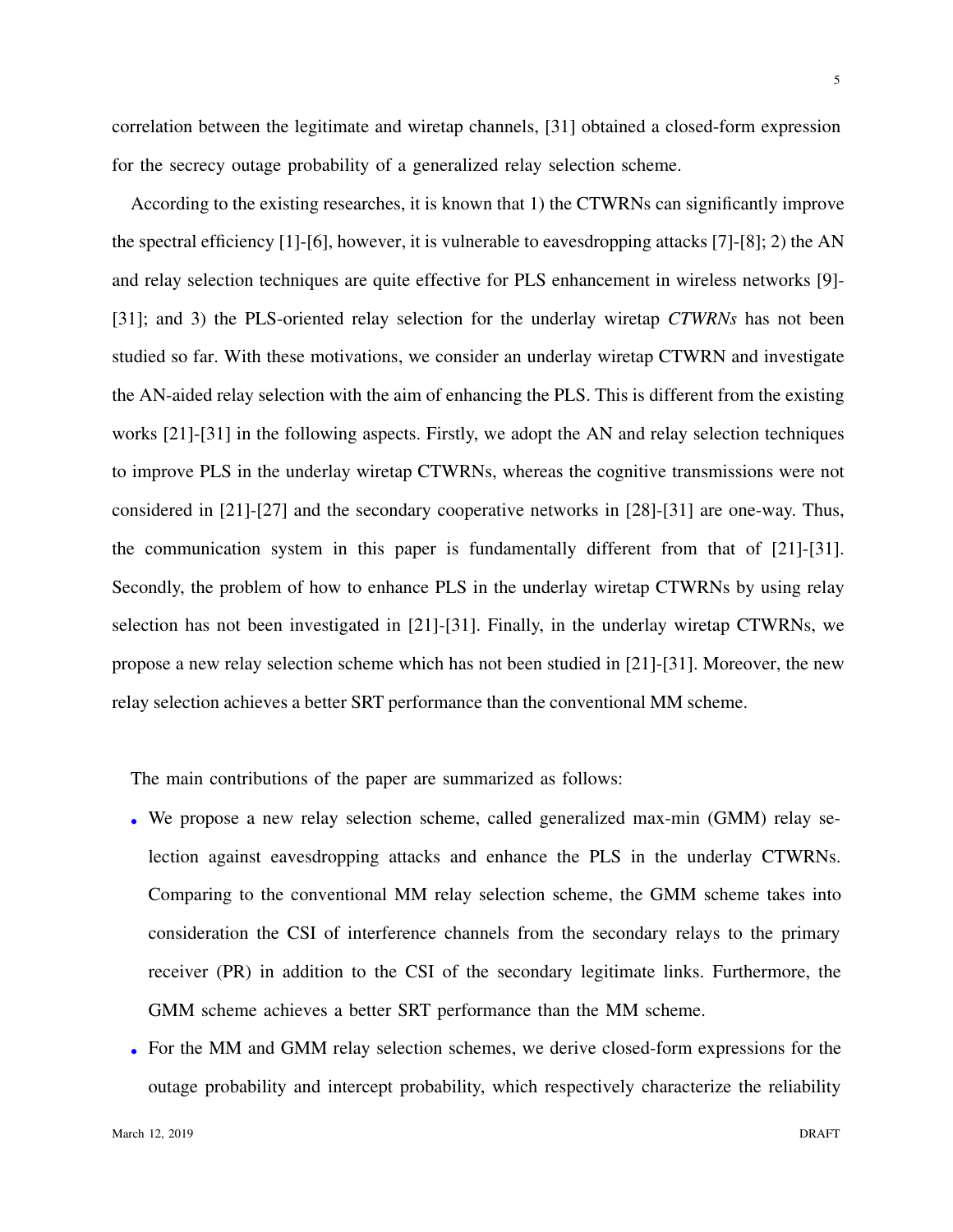correlation between the legitimate and wiretap channels, [31] obtained a closed-form expression for the secrecy outage probability of a generalized relay selection scheme.

According to the existing researches, it is known that 1) the CTWRNs can significantly improve the spectral efficiency [1]-[6], however, it is vulnerable to eavesdropping attacks [7]-[8]; 2) the AN and relay selection techniques are quite effective for PLS enhancement in wireless networks [9]-[31]; and 3) the PLS-oriented relay selection for the underlay wiretap *CTWRNs* has not been studied so far. With these motivations, we consider an underlay wiretap CTWRN and investigate the AN-aided relay selection with the aim of enhancing the PLS. This is different from the existing works [21]-[31] in the following aspects. Firstly, we adopt the AN and relay selection techniques to improve PLS in the underlay wiretap CTWRNs, whereas the cognitive transmissions were not considered in [21]-[27] and the secondary cooperative networks in [28]-[31] are one-way. Thus, the communication system in this paper is fundamentally different from that of [21]-[31]. Secondly, the problem of how to enhance PLS in the underlay wiretap CTWRNs by using relay selection has not been investigated in [21]-[31]. Finally, in the underlay wiretap CTWRNs, we propose a new relay selection scheme which has not been studied in [21]-[31]. Moreover, the new relay selection achieves a better SRT performance than the conventional MM scheme.

The main contributions of the paper are summarized as follows:

- We propose a new relay selection scheme, called generalized max-min (GMM) relay selection against eavesdropping attacks and enhance the PLS in the underlay CTWRNs. Comparing to the conventional MM relay selection scheme, the GMM scheme takes into consideration the CSI of interference channels from the secondary relays to the primary receiver (PR) in addition to the CSI of the secondary legitimate links. Furthermore, the GMM scheme achieves a better SRT performance than the MM scheme.
- For the MM and GMM relay selection schemes, we derive closed-form expressions for the outage probability and intercept probability, which respectively characterize the reliability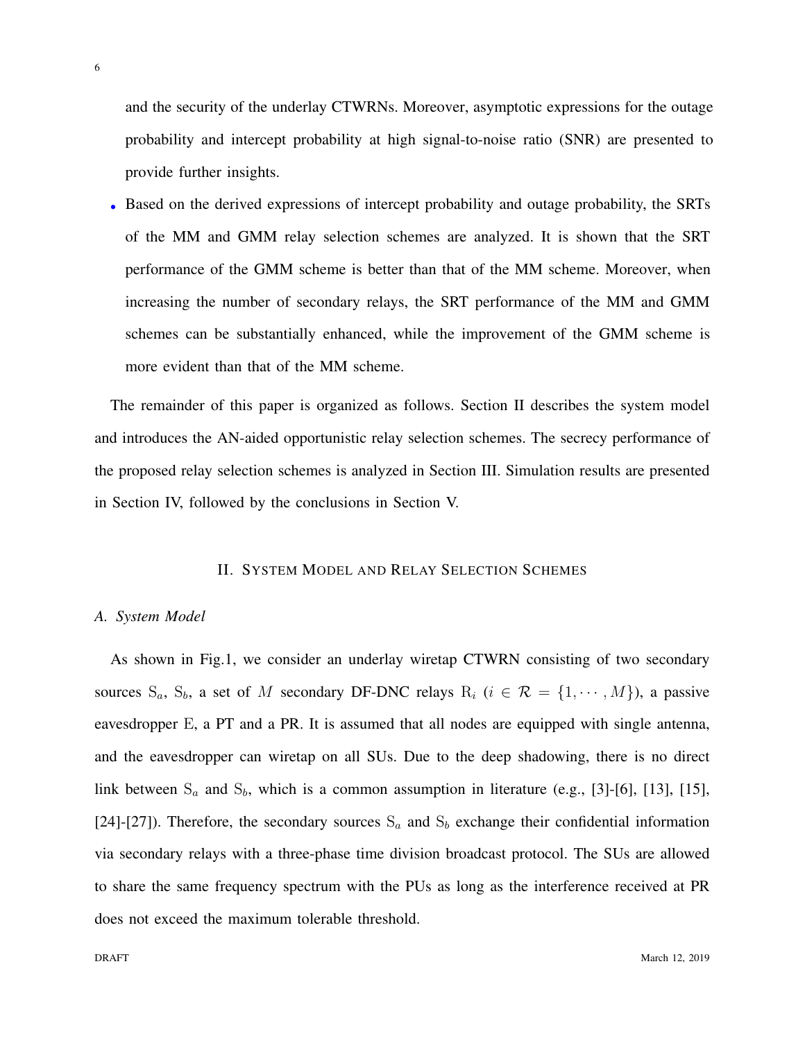and the security of the underlay CTWRNs. Moreover, asymptotic expressions for the outage probability and intercept probability at high signal-to-noise ratio (SNR) are presented to provide further insights.

- Based on the derived expressions of intercept probability and outage probability, the SRTs of the MM and GMM relay selection schemes are analyzed. It is shown that the SRT performance of the GMM scheme is better than that of the MM scheme. Moreover, when increasing the number of secondary relays, the SRT performance of the MM and GMM schemes can be substantially enhanced, while the improvement of the GMM scheme is more evident than that of the MM scheme.

The remainder of this paper is organized as follows. Section II describes the system model and introduces the AN-aided opportunistic relay selection schemes. The secrecy performance of the proposed relay selection schemes is analyzed in Section III. Simulation results are presented in Section IV, followed by the conclusions in Section V.

## II. System Model and Relay Selection Schemes

### A. System Model

As shown in Fig.1, we consider an underlay wiretap CTWRN consisting of two secondary sources $\mathrm{S}_a$, $\mathrm{S}_b$, a set of $M$ secondary DF-DNC relays $\mathrm{R}_i$ ($i \in \mathcal{R} = \{1, \cdots, M\}$), a passive eavesdropper $\mathrm{E}$, a PT and a PR. It is assumed that all nodes are equipped with single antenna, and the eavesdropper can wiretap on all SUs. Due to the deep shadowing, there is no direct link between $\mathrm{S}_a$ and $\mathrm{S}_b$, which is a common assumption in literature (e.g., [3]-[6], [13], [15], [24]-[27]). Therefore, the secondary sources $\mathrm{S}_a$ and $\mathrm{S}_b$ exchange their confidential information via secondary relays with a three-phase time division broadcast protocol. The SUs are allowed to share the same frequency spectrum with the PUs as long as the interference received at PR does not exceed the maximum tolerable threshold.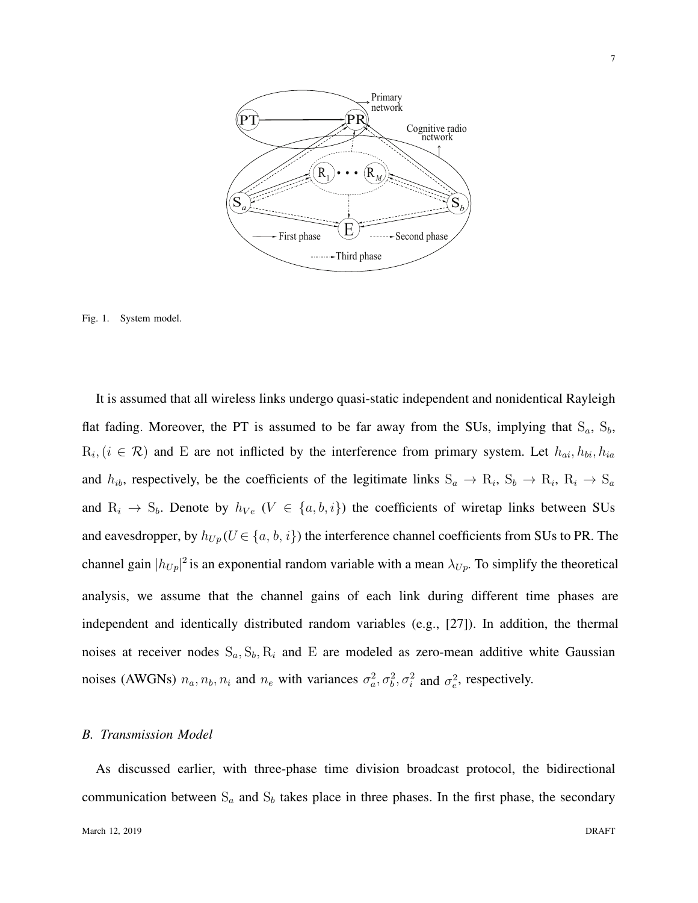Fig. 1. System model.

It is assumed that all wireless links undergo quasi-static independent and nonidentical Rayleigh flat fading. Moreover, the PT is assumed to be far away from the SUs, implying that $\mathrm{S}_a$, $\mathrm{S}_b$, $\mathrm{R}_i, (i \in \mathcal{R})$ and $\mathrm{E}$ are not inflicted by the interference from primary system. Let $h_{ai}, h_{bi}, h_{ia}$ and $h_{ib}$, respectively, be the coefficients of the legitimate links $\mathrm{S}_a \rightarrow \mathrm{R}_i$, $\mathrm{S}_b \rightarrow \mathrm{R}_i$, $\mathrm{R}_i \rightarrow \mathrm{S}_a$ and $\mathrm{R}_i \rightarrow \mathrm{S}_b$. Denote by $h_{Ve}$ ($V \in \{a, b, i\}$) the coefficients of wiretap links between SUs and eavesdropper, by $h_{Up}(U \in \{a, b, i\})$ the interference channel coefficients from SUs to PR. The channel gain $|h_{Up}|^2$ is an exponential random variable with a mean $\lambda_{Up}$. To simplify the theoretical analysis, we assume that the channel gains of each link during different time phases are independent and identically distributed random variables (e.g., [27]). In addition, the thermal noises at receiver nodes $\mathrm{S}_a, \mathrm{S}_b, \mathrm{R}_i$ and $\mathrm{E}$ are modeled as zero-mean additive white Gaussian noises (AWGNs) $n_a, n_b, n_i$ and $n_e$ with variances $\sigma_a^2, \sigma_b^2, \sigma_i^2$ and $\sigma_e^2$, respectively.

### *B. Transmission Model*

As discussed earlier, with three-phase time division broadcast protocol, the bidirectional communication between $\mathrm{S}_a$ and $\mathrm{S}_b$ takes place in three phases. In the first phase, the secondary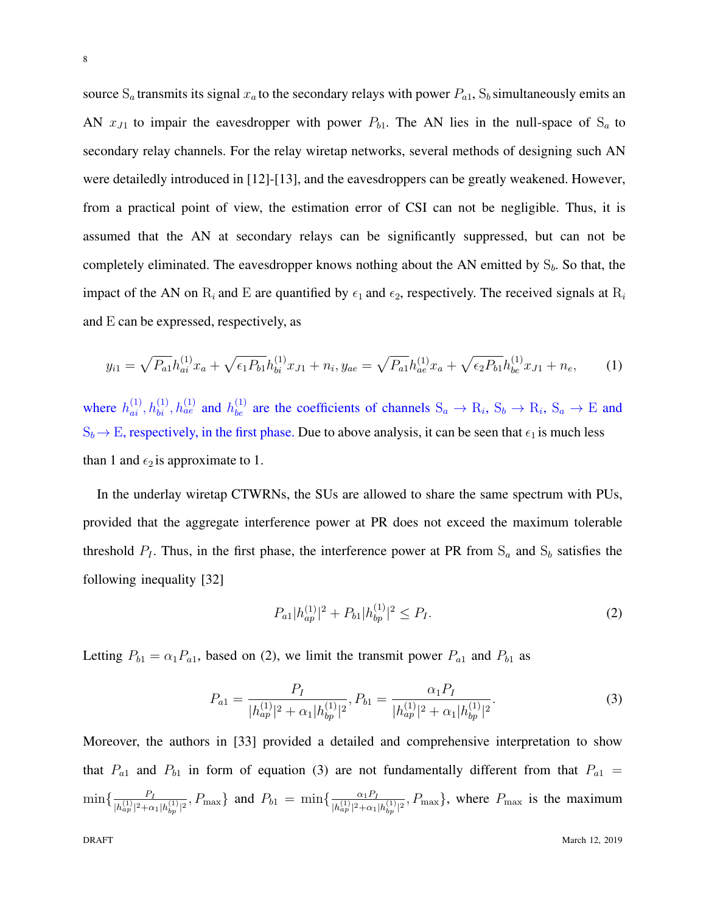source $\mathrm{S}_a$ transmits its signal $x_a$ to the secondary relays with power $P_{a1}$, $\mathrm{S}_b$ simultaneously emits an AN $x_{J1}$ to impair the eavesdropper with power $P_{b1}$. The AN lies in the null-space of $\mathrm{S}_a$ to secondary relay channels. For the relay wiretap networks, several methods of designing such AN were detailedly introduced in [12]-[13], and the eavesdroppers can be greatly weakened. However, from a practical point of view, the estimation error of CSI can not be negligible. Thus, it is assumed that the AN at secondary relays can be significantly suppressed, but can not be completely eliminated. The eavesdropper knows nothing about the AN emitted by $\mathrm{S}_b$. So that, the impact of the AN on $\mathrm{R}_i$ and $\mathrm{E}$ are quantified by $\epsilon_1$ and $\epsilon_2$, respectively. The received signals at $\mathrm{R}_i$ and $\mathrm{E}$ can be expressed, respectively, as

$$y_{i1} = \sqrt{P_{a1}} h_{ai}^{(1)} x_a + \sqrt{\epsilon_1 P_{b1}} h_{bi}^{(1)} x_{J1} + n_i, y_{ae} = \sqrt{P_{a1}} h_{ae}^{(1)} x_a + \sqrt{\epsilon_2 P_{b1}} h_{be}^{(1)} x_{J1} + n_e, \tag{1}$$

where $h_{ai}^{(1)}, h_{bi}^{(1)}, h_{ae}^{(1)}$ and $h_{be}^{(1)}$ are the coefficients of channels $\mathrm{S}_a \rightarrow \mathrm{R}_i$, $\mathrm{S}_b \rightarrow \mathrm{R}_i$, $\mathrm{S}_a \rightarrow \mathrm{E}$ and $\mathrm{S}_b \rightarrow \mathrm{E}$, respectively, in the first phase. Due to above analysis, it can be seen that $\epsilon_1$ is much less than 1 and $\epsilon_2$ is approximate to 1.

In the underlay wiretap CTWRNs, the SUs are allowed to share the same spectrum with PUs, provided that the aggregate interference power at PR does not exceed the maximum tolerable threshold $P_I$. Thus, in the first phase, the interference power at PR from $\mathrm{S}_a$ and $\mathrm{S}_b$ satisfies the following inequality [32]

$$P_{a1} |h_{ap}^{(1)}|^2 + P_{b1} |h_{bp}^{(1)}|^2 \leq P_I. \tag{2}$$

Letting $P_{b1} = \alpha_1 P_{a1}$, based on (2), we limit the transmit power $P_{a1}$ and $P_{b1}$ as

$$P_{a1} = \frac{P_I}{|h_{ap}^{(1)}|^2 + \alpha_1 |h_{bp}^{(1)}|^2}, P_{b1} = \frac{\alpha_1 P_I}{|h_{ap}^{(1)}|^2 + \alpha_1 |h_{bp}^{(1)}|^2}. \tag{3}$$

Moreover, the authors in [33] provided a detailed and comprehensive interpretation to show that $P_{a1}$ and $P_{b1}$ in form of equation (3) are not fundamentally different from that $P_{a1} = \min\{\frac{P_I}{|h_{ap}^{(1)}|^2 + \alpha_1 |h_{bp}^{(1)}|^2}, P_{\max}\}$ and $P_{b1} = \min\{\frac{\alpha_1 P_I}{|h_{ap}^{(1)}|^2 + \alpha_1 |h_{bp}^{(1)}|^2}, P_{\max}\}$, where $P_{\max}$ is the maximum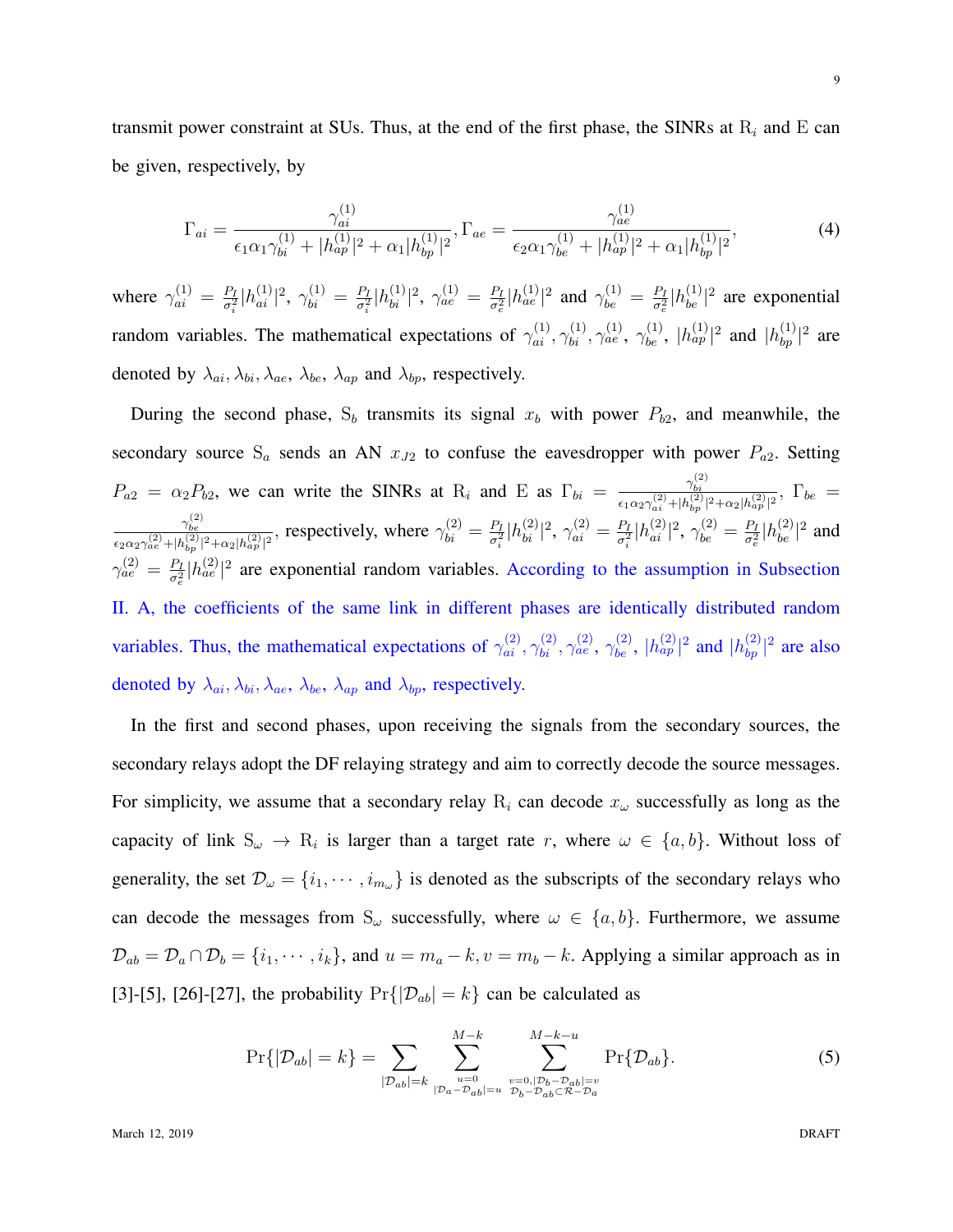transmit power constraint at SUs. Thus, at the end of the first phase, the SINRs at $\mathrm{R}_i$ and $\mathrm{E}$ can be given, respectively, by

$$\Gamma_{ai} = \frac{\gamma_{ai}^{(1)}}{\epsilon_1 \alpha_1 \gamma_{bi}^{(1)} + |h_{ap}^{(1)}|^2 + \alpha_1 |h_{bp}^{(1)}|^2}, \Gamma_{ae} = \frac{\gamma_{ae}^{(1)}}{\epsilon_2 \alpha_1 \gamma_{be}^{(1)} + |h_{ap}^{(1)}|^2 + \alpha_1 |h_{bp}^{(1)}|^2}, \tag{4}$$

where $\gamma_{ai}^{(1)} = \frac{P_I}{\sigma_i^2}|h_{ai}^{(1)}|^2$, $\gamma_{bi}^{(1)} = \frac{P_I}{\sigma_i^2}|h_{bi}^{(1)}|^2$, $\gamma_{ae}^{(1)} = \frac{P_I}{\sigma_e^2}|h_{ae}^{(1)}|^2$ and $\gamma_{be}^{(1)} = \frac{P_I}{\sigma_e^2}|h_{be}^{(1)}|^2$ are exponential random variables. The mathematical expectations of $\gamma_{ai}^{(1)}, \gamma_{bi}^{(1)}, \gamma_{ae}^{(1)}$, $\gamma_{be}^{(1)}$, $|h_{ap}^{(1)}|^2$ and $|h_{bp}^{(1)}|^2$ are denoted by $\lambda_{ai}, \lambda_{bi}, \lambda_{ae}$, $\lambda_{be}$, $\lambda_{ap}$ and $\lambda_{bp}$, respectively.

During the second phase, $\mathrm{S}_b$ transmits its signal $x_b$ with power $P_{b2}$, and meanwhile, the secondary source $\mathrm{S}_a$ sends an AN $x_{J2}$ to confuse the eavesdropper with power $P_{a2}$. Setting $P_{a2} = \alpha_2 P_{b2}$, we can write the SINRs at $\mathrm{R}_i$ and $\mathrm{E}$ as $\Gamma_{bi} = \frac{\gamma_{bi}^{(2)}}{\epsilon_1 \alpha_2 \gamma_{ai}^{(2)} + |h_{bp}^{(2)}|^2 + \alpha_2 |h_{ap}^{(2)}|^2}$, $\Gamma_{be} = \frac{\gamma_{be}^{(2)}}{\epsilon_2 \alpha_2 \gamma_{ae}^{(2)} + |h_{bp}^{(2)}|^2 + \alpha_2 |h_{ap}^{(2)}|^2}$, respectively, where $\gamma_{bi}^{(2)} = \frac{P_I}{\sigma_i^2}|h_{bi}^{(2)}|^2$, $\gamma_{ai}^{(2)} = \frac{P_I}{\sigma_i^2}|h_{ai}^{(2)}|^2$, $\gamma_{be}^{(2)} = \frac{P_I}{\sigma_e^2}|h_{be}^{(2)}|^2$ and $\gamma_{ae}^{(2)} = \frac{P_I}{\sigma_e^2}|h_{ae}^{(2)}|^2$ are exponential random variables. According to the assumption in Subsection II. A, the coefficients of the same link in different phases are identically distributed random variables. Thus, the mathematical expectations of $\gamma_{ai}^{(2)}, \gamma_{bi}^{(2)}, \gamma_{ae}^{(2)}$, $\gamma_{be}^{(2)}$, $|h_{ap}^{(2)}|^2$ and $|h_{bp}^{(2)}|^2$ are also denoted by $\lambda_{ai}, \lambda_{bi}, \lambda_{ae}$, $\lambda_{be}$, $\lambda_{ap}$ and $\lambda_{bp}$, respectively.

In the first and second phases, upon receiving the signals from the secondary sources, the secondary relays adopt the DF relaying strategy and aim to correctly decode the source messages. For simplicity, we assume that a secondary relay $\mathrm{R}_i$ can decode $x_\omega$ successfully as long as the capacity of link $\mathrm{S}_\omega \rightarrow \mathrm{R}_i$ is larger than a target rate $r$, where $\omega \in \{a, b\}$. Without loss of generality, the set $\mathcal{D}_\omega = \{i_1, \cdots, i_{m_\omega}\}$ is denoted as the subscripts of the secondary relays who can decode the messages from $\mathrm{S}_\omega$ successfully, where $\omega \in \{a, b\}$. Furthermore, we assume $\mathcal{D}_{ab} = \mathcal{D}_a \cap \mathcal{D}_b = \{i_1, \cdots, i_k\}$, and $u = m_a - k, v = m_b - k$. Applying a similar approach as in [3]-[5], [26]-[27], the probability $\Pr\{|\mathcal{D}_{ab}| = k\}$ can be calculated as

$$\Pr\{|\mathcal{D}_{ab}| = k\} = \sum_{|\mathcal{D}_{ab}|=k} \sum_{\substack{u=0 \\ |\mathcal{D}_a - \mathcal{D}_{ab}| = u}}^{M-k} \sum_{\substack{v=0, |\mathcal{D}_b - \mathcal{D}_{ab}| = v \\ \mathcal{D}_b - \mathcal{D}_{ab} \subset \mathcal{R} - \mathcal{D}_a}}^{M-k-u} \Pr\{\mathcal{D}_{ab}\}. \tag{5}$$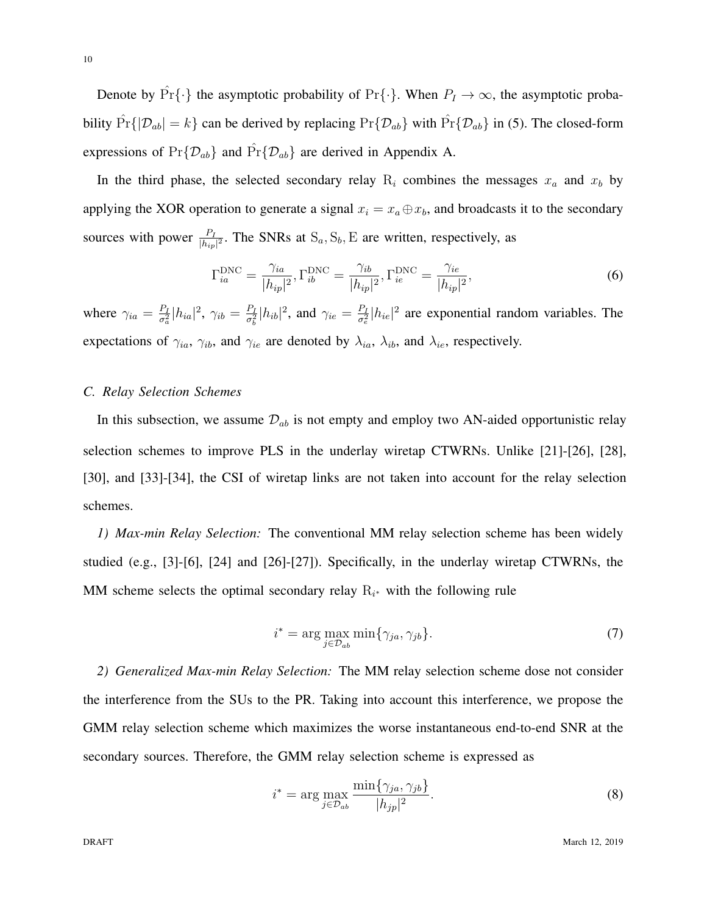Denote by $\hat{\Pr}\{\cdot\}$ the asymptotic probability of $\Pr\{\cdot\}$. When $P_I \to \infty$, the asymptotic probability $\hat{\Pr}\{|\mathcal{D}_{ab}| = k\}$ can be derived by replacing $\Pr\{\mathcal{D}_{ab}\}$ with $\hat{\Pr}\{\mathcal{D}_{ab}\}$ in (5). The closed-form expressions of $\Pr\{\mathcal{D}_{ab}\}$ and $\hat{\Pr}\{\mathcal{D}_{ab}\}$ are derived in Appendix A.

In the third phase, the selected secondary relay $\mathrm{R}_i$ combines the messages $x_a$ and $x_b$ by applying the XOR operation to generate a signal $x_i = x_a \oplus x_b$, and broadcasts it to the secondary sources with power $\frac{P_I}{|h_{ip}|^2}$. The SNRs at $\mathrm{S}_a, \mathrm{S}_b, \mathrm{E}$ are written, respectively, as

$$\Gamma_{ia}^{\mathrm{DNC}} = \frac{\gamma_{ia}}{|h_{ip}|^2}, \Gamma_{ib}^{\mathrm{DNC}} = \frac{\gamma_{ib}}{|h_{ip}|^2}, \Gamma_{ie}^{\mathrm{DNC}} = \frac{\gamma_{ie}}{|h_{ip}|^2}, \tag{6}$$

where $\gamma_{ia} = \frac{P_I}{\sigma_a^2}|h_{ia}|^2$, $\gamma_{ib} = \frac{P_I}{\sigma_b^2}|h_{ib}|^2$, and $\gamma_{ie} = \frac{P_I}{\sigma_e^2}|h_{ie}|^2$ are exponential random variables. The expectations of $\gamma_{ia}$, $\gamma_{ib}$, and $\gamma_{ie}$ are denoted by $\lambda_{ia}$, $\lambda_{ib}$, and $\lambda_{ie}$, respectively.

### *C. Relay Selection Schemes*

In this subsection, we assume $\mathcal{D}_{ab}$ is not empty and employ two AN-aided opportunistic relay selection schemes to improve PLS in the underlay wiretap CTWRNs. Unlike [21]-[26], [28], [30], and [33]-[34], the CSI of wiretap links are not taken into account for the relay selection schemes.

*1) Max-min Relay Selection:* The conventional MM relay selection scheme has been widely studied (e.g., [3]-[6], [24] and [26]-[27]). Specifically, in the underlay wiretap CTWRNs, the MM scheme selects the optimal secondary relay $\mathrm{R}_{i^*}$ with the following rule

$$i^* = \arg\max_{j \in \mathcal{D}_{ab}} \min\{\gamma_{ja}, \gamma_{jb}\}. \tag{7}$$

*2) Generalized Max-min Relay Selection:* The MM relay selection scheme dose not consider the interference from the SUs to the PR. Taking into account this interference, we propose the GMM relay selection scheme which maximizes the worse instantaneous end-to-end SNR at the secondary sources. Therefore, the GMM relay selection scheme is expressed as

$$i^* = \arg\max_{j \in \mathcal{D}_{ab}} \frac{\min\{\gamma_{ja}, \gamma_{jb}\}}{|h_{jp}|^2}. \tag{8}$$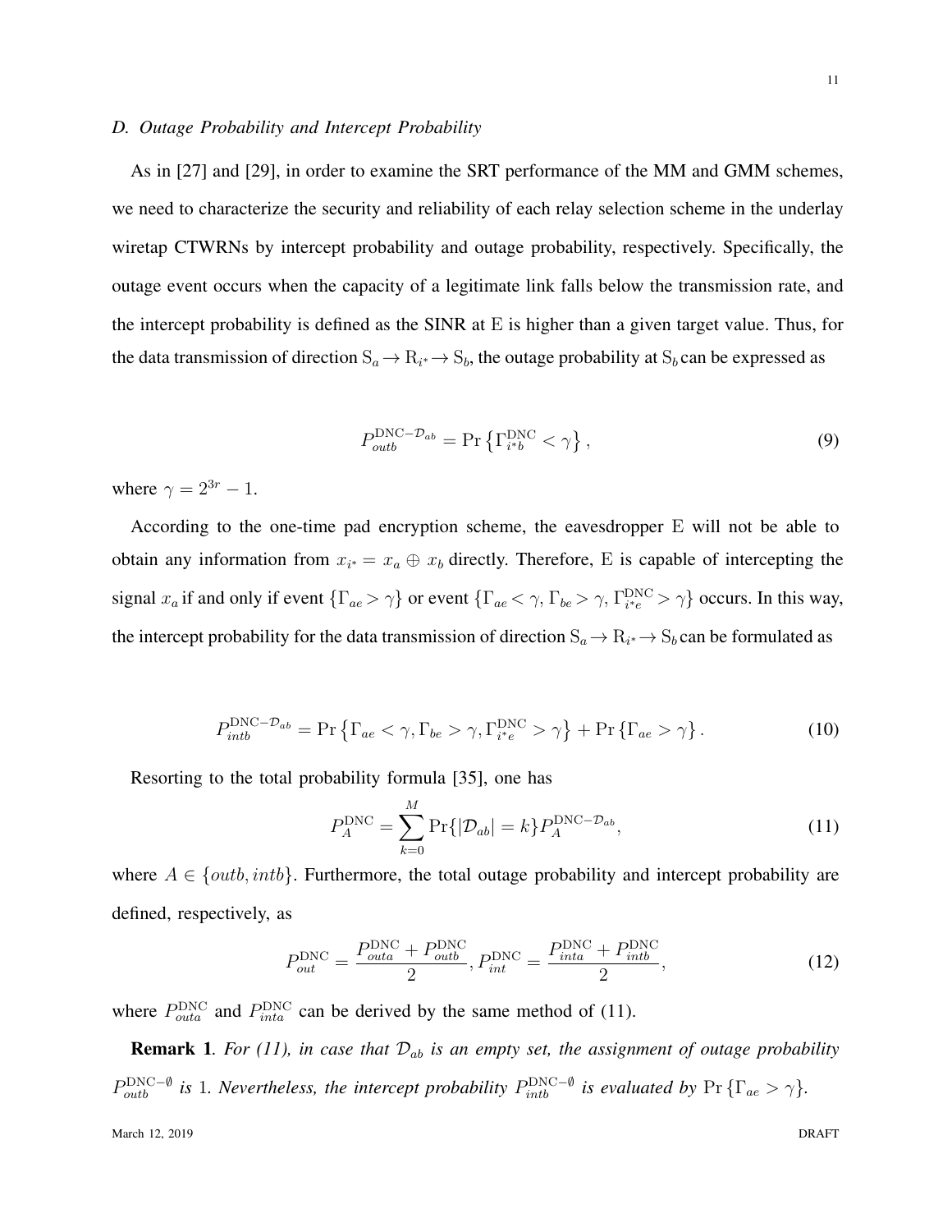### D. Outage Probability and Intercept Probability

As in [27] and [29], in order to examine the SRT performance of the MM and GMM schemes, we need to characterize the security and reliability of each relay selection scheme in the underlay wiretap CTWRNs by intercept probability and outage probability, respectively. Specifically, the outage event occurs when the capacity of a legitimate link falls below the transmission rate, and the intercept probability is defined as the SINR at $\mathrm{E}$ is higher than a given target value. Thus, for the data transmission of direction $\mathrm{S}_a \rightarrow \mathrm{R}_{i^*} \rightarrow \mathrm{S}_b$, the outage probability at $\mathrm{S}_b$ can be expressed as

$$P_{outb}^{\mathrm{DNC}-\mathcal{D}_{ab}} = \Pr\left\{\Gamma_{i^*b}^{\mathrm{DNC}} < \gamma\right\}, \tag{9}$$

where $\gamma = 2^{3r} - 1$.

According to the one-time pad encryption scheme, the eavesdropper $\mathrm{E}$ will not be able to obtain any information from $x_{i^*} = x_a \oplus x_b$ directly. Therefore, $\mathrm{E}$ is capable of intercepting the signal $x_a$ if and only if event $\{\Gamma_{ae} > \gamma\}$ or event $\{\Gamma_{ae} < \gamma, \Gamma_{be} > \gamma, \Gamma_{i^*e}^{\mathrm{DNC}} > \gamma\}$ occurs. In this way, the intercept probability for the data transmission of direction $\mathrm{S}_a \rightarrow \mathrm{R}_{i^*} \rightarrow \mathrm{S}_b$ can be formulated as

$$P_{intb}^{\mathrm{DNC}-\mathcal{D}_{ab}} = \Pr\left\{\Gamma_{ae} < \gamma, \Gamma_{be} > \gamma, \Gamma_{i^*e}^{\mathrm{DNC}} > \gamma\right\} + \Pr\left\{\Gamma_{ae} > \gamma\right\}. \tag{10}$$

Resorting to the total probability formula [35], one has

$$P_A^{\mathrm{DNC}} = \sum_{k=0}^{M} \Pr\{|\mathcal{D}_{ab}| = k\} P_A^{\mathrm{DNC}-\mathcal{D}_{ab}}, \tag{11}$$

where $A \in \{outb, intb\}$. Furthermore, the total outage probability and intercept probability are defined, respectively, as

$$P_{out}^{\mathrm{DNC}} = \frac{P_{outa}^{\mathrm{DNC}} + P_{outb}^{\mathrm{DNC}}}{2}, P_{int}^{\mathrm{DNC}} = \frac{P_{inta}^{\mathrm{DNC}} + P_{intb}^{\mathrm{DNC}}}{2}, \tag{12}$$

where $P_{outa}^{\mathrm{DNC}}$ and $P_{inta}^{\mathrm{DNC}}$ can be derived by the same method of (11).

**Remark 1**. *For (11), in case that $\mathcal{D}_{ab}$ is an empty set, the assignment of outage probability $P_{outb}^{\mathrm{DNC}-\emptyset}$ is 1. Nevertheless, the intercept probability $P_{intb}^{\mathrm{DNC}-\emptyset}$ is evaluated by $\Pr\left\{\Gamma_{ae} > \gamma\right\}$.*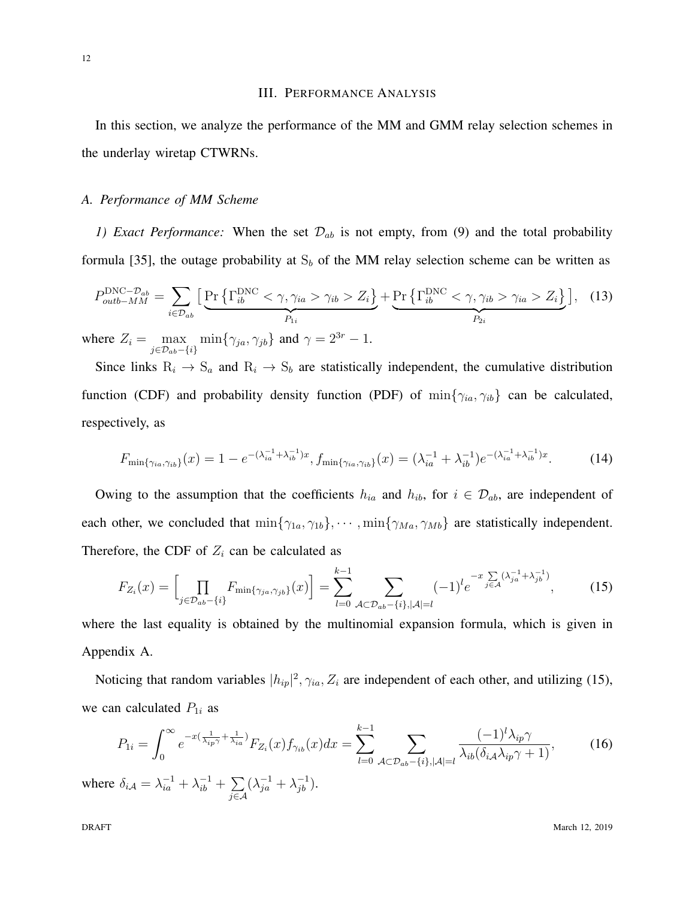## III. Performance Analysis

In this section, we analyze the performance of the MM and GMM relay selection schemes in the underlay wiretap CTWRNs.

### *A. Performance of MM Scheme*

*1) Exact Performance:* When the set $\mathcal{D}_{ab}$ is not empty, from (9) and the total probability formula [35], the outage probability at $\mathrm{S}_b$ of the MM relay selection scheme can be written as

$$P_{outb-MM}^{\mathrm{DNC}-\mathcal{D}_{ab}} = \sum_{i \in \mathcal{D}_{ab}} \big[ \underbrace{\Pr\left\{\Gamma_{ib}^{\mathrm{DNC}} < \gamma, \gamma_{ia} > \gamma_{ib} > Z_i\right\}}_{P_{1i}} + \underbrace{\Pr\left\{\Gamma_{ib}^{\mathrm{DNC}} < \gamma, \gamma_{ib} > \gamma_{ia} > Z_i\right\}}_{P_{2i}} \big], \quad (13)$$

where $Z_i = \max\limits_{j \in \mathcal{D}_{ab}-\{i\}} \min\{\gamma_{ja}, \gamma_{jb}\}$ and $\gamma = 2^{3r} - 1$.

Since links $\mathrm{R}_i \rightarrow \mathrm{S}_a$ and $\mathrm{R}_i \rightarrow \mathrm{S}_b$ are statistically independent, the cumulative distribution function (CDF) and probability density function (PDF) of $\min\{\gamma_{ia}, \gamma_{ib}\}$ can be calculated, respectively, as

$$F_{\min\{\gamma_{ia},\gamma_{ib}\}}(x) = 1 - e^{-(\lambda_{ia}^{-1}+\lambda_{ib}^{-1})x}, f_{\min\{\gamma_{ia},\gamma_{ib}\}}(x) = (\lambda_{ia}^{-1}+\lambda_{ib}^{-1})e^{-(\lambda_{ia}^{-1}+\lambda_{ib}^{-1})x}. \quad (14)$$

Owing to the assumption that the coefficients $h_{ia}$ and $h_{ib}$, for $i \in \mathcal{D}_{ab}$, are independent of each other, we concluded that $\min\{\gamma_{1a}, \gamma_{1b}\}, \cdots, \min\{\gamma_{Ma}, \gamma_{Mb}\}$ are statistically independent. Therefore, the CDF of $Z_i$ can be calculated as

$$F_{Z_i}(x) = \Big[\prod_{j \in \mathcal{D}_{ab}-\{i\}} F_{\min\{\gamma_{ja},\gamma_{jb}\}}(x)\Big] = \sum_{l=0}^{k-1} \sum_{\mathcal{A} \subset \mathcal{D}_{ab}-\{i\}, |\mathcal{A}|=l} (-1)^l e^{-x \sum\limits_{j \in \mathcal{A}} (\lambda_{ja}^{-1}+\lambda_{jb}^{-1})}, \quad (15)$$

where the last equality is obtained by the multinomial expansion formula, which is given in Appendix A.

Noticing that random variables $|h_{ip}|^2, \gamma_{ia}, Z_i$ are independent of each other, and utilizing (15), we can calculated $P_{1i}$ as

$$P_{1i} = \int_0^\infty e^{-x(\frac{1}{\lambda_{ip}\gamma}+\frac{1}{\lambda_{ia}})} F_{Z_i}(x) f_{\gamma_{ib}}(x) dx = \sum_{l=0}^{k-1} \sum_{\mathcal{A} \subset \mathcal{D}_{ab}-\{i\}, |\mathcal{A}|=l} \frac{(-1)^l \lambda_{ip}\gamma}{\lambda_{ib}(\delta_{i\mathcal{A}}\lambda_{ip}\gamma + 1)}, \quad (16)$$

where $\delta_{i\mathcal{A}} = \lambda_{ia}^{-1} + \lambda_{ib}^{-1} + \sum\limits_{j \in \mathcal{A}} (\lambda_{ja}^{-1} + \lambda_{jb}^{-1})$.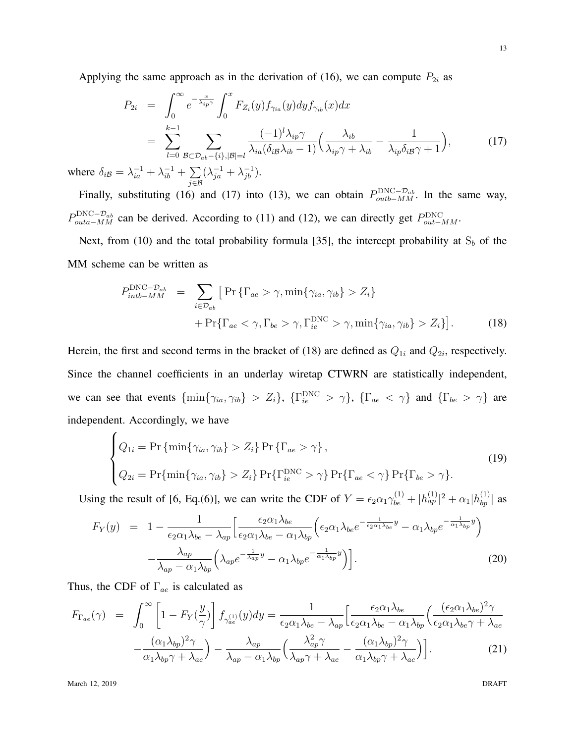Applying the same approach as in the derivation of (16), we can compute $P_{2i}$ as

$$P_{2i} = \int_0^\infty e^{-\frac{x}{\lambda_{ip}\gamma}} \int_0^x F_{Z_i}(y) f_{\gamma_{ia}}(y) dy f_{\gamma_{ib}}(x) dx$$
$$= \sum_{l=0}^{k-1} \sum_{\mathcal{B}\subset\mathcal{D}_{ab}-\{i\},|\mathcal{B}|=l} \frac{(-1)^l \lambda_{ip}\gamma}{\lambda_{ia}(\delta_{i\mathcal{B}}\lambda_{ib}-1)} \Big( \frac{\lambda_{ib}}{\lambda_{ip}\gamma+\lambda_{ib}} - \frac{1}{\lambda_{ip}\delta_{i\mathcal{B}}\gamma+1} \Big), \tag{17}$$

where $\delta_{i\mathcal{B}} = \lambda_{ia}^{-1} + \lambda_{ib}^{-1} + \sum_{j\in\mathcal{B}} (\lambda_{ja}^{-1} + \lambda_{jb}^{-1})$.

Finally, substituting (16) and (17) into (13), we can obtain $P_{outb-MM}^{\text{DNC}-\mathcal{D}_{ab}}$. In the same way, $P_{outa-MM}^{\text{DNC}-\mathcal{D}_{ab}}$ can be derived. According to (11) and (12), we can directly get $P_{out-MM}^{\text{DNC}}$.

Next, from (10) and the total probability formula [35], the intercept probability at $\text{S}_b$ of the MM scheme can be written as

$$P_{intb-MM}^{\text{DNC}-\mathcal{D}_{ab}} = \sum_{i\in\mathcal{D}_{ab}} \big[ \Pr\{\Gamma_{ae} > \gamma, \min\{\gamma_{ia}, \gamma_{ib}\} > Z_i\}$$
$$+ \Pr\{\Gamma_{ae} < \gamma, \Gamma_{be} > \gamma, \Gamma_{ie}^{\text{DNC}} > \gamma, \min\{\gamma_{ia}, \gamma_{ib}\} > Z_i\} \big]. \tag{18}$$

Herein, the first and second terms in the bracket of (18) are defined as $Q_{1i}$ and $Q_{2i}$, respectively. Since the channel coefficients in an underlay wiretap CTWRN are statistically independent, we can see that events $\{\min\{\gamma_{ia}, \gamma_{ib}\} > Z_i\}$, $\{\Gamma_{ie}^{\text{DNC}} > \gamma\}$, $\{\Gamma_{ae} < \gamma\}$ and $\{\Gamma_{be} > \gamma\}$ are independent. Accordingly, we have

$$\begin{cases} Q_{1i} = \Pr\{\min\{\gamma_{ia}, \gamma_{ib}\} > Z_i\} \Pr\{\Gamma_{ae} > \gamma\}, \\ Q_{2i} = \Pr\{\min\{\gamma_{ia}, \gamma_{ib}\} > Z_i\} \Pr\{\Gamma_{ie}^{\text{DNC}} > \gamma\} \Pr\{\Gamma_{ae} < \gamma\} \Pr\{\Gamma_{be} > \gamma\}. \end{cases} \tag{19}$$

Using the result of [6, Eq.(6)], we can write the CDF of $Y = \epsilon_2\alpha_1\gamma_{be}^{(1)} + |h_{ap}^{(1)}|^2 + \alpha_1|h_{bp}^{(1)}|$ as

$$F_Y(y) = 1 - \frac{1}{\epsilon_2\alpha_1\lambda_{be} - \lambda_{ap}} \Big[ \frac{\epsilon_2\alpha_1\lambda_{be}}{\epsilon_2\alpha_1\lambda_{be} - \alpha_1\lambda_{bp}} \Big( \epsilon_2\alpha_1\lambda_{be} e^{-\frac{1}{\epsilon_2\alpha_1\lambda_{be}}y} - \alpha_1\lambda_{bp} e^{-\frac{1}{\alpha_1\lambda_{bp}}y} \Big)$$
$$- \frac{\lambda_{ap}}{\lambda_{ap} - \alpha_1\lambda_{bp}} \Big( \lambda_{ap} e^{-\frac{1}{\lambda_{ap}}y} - \alpha_1\lambda_{bp} e^{-\frac{1}{\alpha_1\lambda_{bp}}y} \Big) \Big]. \tag{20}$$

Thus, the CDF of $\Gamma_{ae}$ is calculated as

$$F_{\Gamma_{ae}}(\gamma) = \int_0^\infty \Big[ 1 - F_Y(\frac{y}{\gamma}) \Big] f_{\gamma_{ae}^{(1)}}(y) dy = \frac{1}{\epsilon_2\alpha_1\lambda_{be} - \lambda_{ap}} \Big[ \frac{\epsilon_2\alpha_1\lambda_{be}}{\epsilon_2\alpha_1\lambda_{be} - \alpha_1\lambda_{bp}} \Big( \frac{(\epsilon_2\alpha_1\lambda_{be})^2\gamma}{\epsilon_2\alpha_1\lambda_{be}\gamma + \lambda_{ae}}$$
$$- \frac{(\alpha_1\lambda_{bp})^2\gamma}{\alpha_1\lambda_{bp}\gamma + \lambda_{ae}} \Big) - \frac{\lambda_{ap}}{\lambda_{ap} - \alpha_1\lambda_{bp}} \Big( \frac{\lambda_{ap}^2\gamma}{\lambda_{ap}\gamma + \lambda_{ae}} - \frac{(\alpha_1\lambda_{bp})^2\gamma}{\alpha_1\lambda_{bp}\gamma + \lambda_{ae}} \Big) \Big]. \tag{21}$$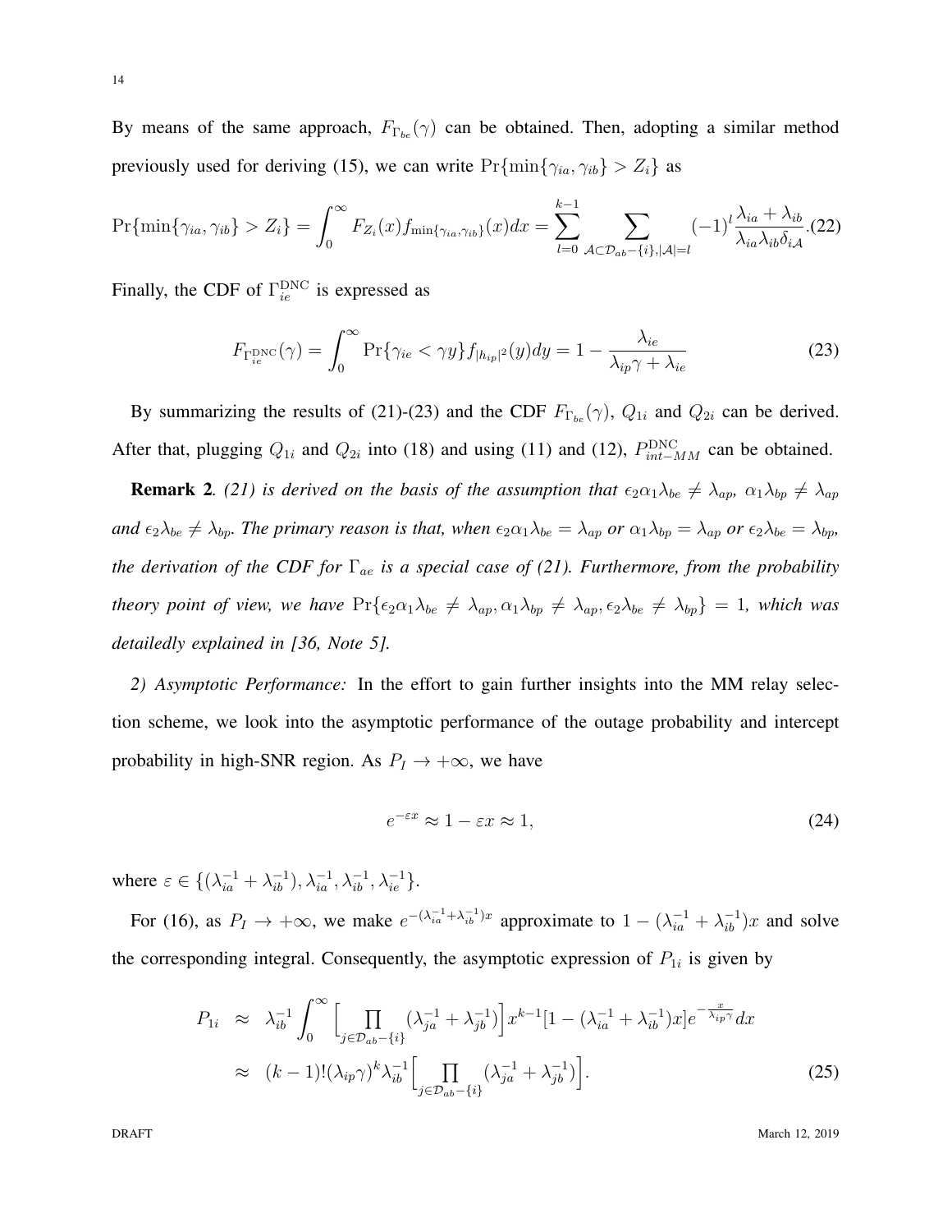By means of the same approach, $F_{\Gamma_{be}}(\gamma)$ can be obtained. Then, adopting a similar method previously used for deriving (15), we can write $\Pr\{\min\{\gamma_{ia}, \gamma_{ib}\} > Z_i\}$ as

$$\Pr\{\min\{\gamma_{ia}, \gamma_{ib}\} > Z_i\} = \int_0^\infty F_{Z_i}(x) f_{\min\{\gamma_{ia}, \gamma_{ib}\}}(x) dx = \sum_{l=0}^{k-1} \sum_{\mathcal{A} \subset \mathcal{D}_{ab} - \{i\}, |\mathcal{A}| = l} (-1)^l \frac{\lambda_{ia} + \lambda_{ib}}{\lambda_{ia} \lambda_{ib} \delta_{i\mathcal{A}}}. \tag{22}$$

Finally, the CDF of $\Gamma_{ie}^{\text{DNC}}$ is expressed as

$$F_{\Gamma_{ie}^{\text{DNC}}}(\gamma) = \int_0^\infty \Pr\{\gamma_{ie} < \gamma y\} f_{|h_{ip}|^2}(y) dy = 1 - \frac{\lambda_{ie}}{\lambda_{ip}\gamma + \lambda_{ie}} \tag{23}$$

By summarizing the results of (21)-(23) and the CDF $F_{\Gamma_{be}}(\gamma)$, $Q_{1i}$ and $Q_{2i}$ can be derived. After that, plugging $Q_{1i}$ and $Q_{2i}$ into (18) and using (11) and (12), $P_{int-MM}^{\text{DNC}}$ can be obtained.

**Remark 2**. *(21) is derived on the basis of the assumption that* $\epsilon_2\alpha_1\lambda_{be} \neq \lambda_{ap}$, $\alpha_1\lambda_{bp} \neq \lambda_{ap}$ *and* $\epsilon_2\lambda_{be} \neq \lambda_{bp}$. *The primary reason is that, when* $\epsilon_2\alpha_1\lambda_{be} = \lambda_{ap}$ *or* $\alpha_1\lambda_{bp} = \lambda_{ap}$ *or* $\epsilon_2\lambda_{be} = \lambda_{bp}$, *the derivation of the CDF for* $\Gamma_{ae}$ *is a special case of (21). Furthermore, from the probability theory point of view, we have* $\Pr\{\epsilon_2\alpha_1\lambda_{be} \neq \lambda_{ap}, \alpha_1\lambda_{bp} \neq \lambda_{ap}, \epsilon_2\lambda_{be} \neq \lambda_{bp}\} = 1$, *which was detailedly explained in [36, Note 5].*

*2) Asymptotic Performance:* In the effort to gain further insights into the MM relay selection scheme, we look into the asymptotic performance of the outage probability and intercept probability in high-SNR region. As $P_I \to +\infty$, we have

$$e^{-\varepsilon x} \approx 1 - \varepsilon x \approx 1, \tag{24}$$

where $\varepsilon \in \{(\lambda_{ia}^{-1} + \lambda_{ib}^{-1}), \lambda_{ia}^{-1}, \lambda_{ib}^{-1}, \lambda_{ie}^{-1}\}$.

For (16), as $P_I \to +\infty$, we make $e^{-(\lambda_{ia}^{-1}+\lambda_{ib}^{-1})x}$ approximate to $1 - (\lambda_{ia}^{-1} + \lambda_{ib}^{-1})x$ and solve the corresponding integral. Consequently, the asymptotic expression of $P_{1i}$ is given by

$$\begin{aligned} P_{1i} &\approx \lambda_{ib}^{-1} \int_0^\infty \Big[\prod_{j \in \mathcal{D}_{ab} - \{i\}} (\lambda_{ja}^{-1} + \lambda_{jb}^{-1})\Big] x^{k-1} [1 - (\lambda_{ia}^{-1} + \lambda_{ib}^{-1})x] e^{-\frac{x}{\lambda_{ip}\gamma}} dx \\ &\approx (k-1)! (\lambda_{ip}\gamma)^k \lambda_{ib}^{-1} \Big[\prod_{j \in \mathcal{D}_{ab} - \{i\}} (\lambda_{ja}^{-1} + \lambda_{jb}^{-1})\Big]. \end{aligned} \tag{25}$$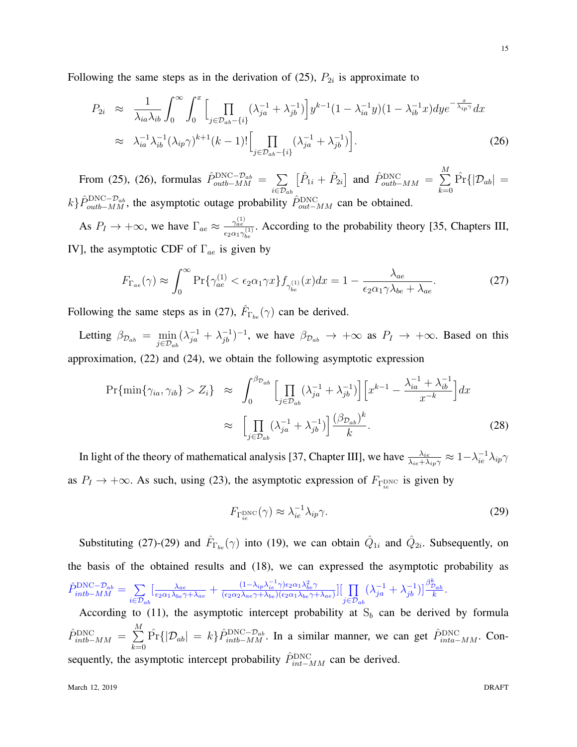Following the same steps as in the derivation of (25), $P_{2i}$ is approximate to

$$
\begin{aligned}
P_{2i} &\approx \frac{1}{\lambda_{ia}\lambda_{ib}} \int_0^\infty \int_0^x \Big[\prod_{j\in\mathcal{D}_{ab}-\{i\}} (\lambda_{ja}^{-1} + \lambda_{jb}^{-1})\Big] y^{k-1}(1-\lambda_{ia}^{-1}y)(1-\lambda_{ib}^{-1}x)dy e^{-\frac{x}{\lambda_{ip}\gamma}} dx \\
&\approx \lambda_{ia}^{-1}\lambda_{ib}^{-1}(\lambda_{ip}\gamma)^{k+1}(k-1)!\Big[\prod_{j\in\mathcal{D}_{ab}-\{i\}} (\lambda_{ja}^{-1} + \lambda_{jb}^{-1})\Big].
\end{aligned} \tag{26}
$$

From (25), (26), formulas $\hat{P}_{outb-MM}^{\text{DNC}-\mathcal{D}_{ab}} = \sum\limits_{i\in\mathcal{D}_{ab}} \big[\hat{P}_{1i} + \hat{P}_{2i}\big]$ and $\hat{P}_{outb-MM}^{\text{DNC}} = \sum\limits_{k=0}^{M} \hat{\Pr}\{|\mathcal{D}_{ab}| = k\}\hat{P}_{outb-MM}^{\text{DNC}-\mathcal{D}_{ab}}$, the asymptotic outage probability $\hat{P}_{out-MM}^{\text{DNC}}$ can be obtained.

As $P_I \to +\infty$, we have $\Gamma_{ae} \approx \frac{\gamma_{ae}^{(1)}}{\epsilon_2\alpha_1\gamma_{be}^{(1)}}$. According to the probability theory [35, Chapters III, IV], the asymptotic CDF of $\Gamma_{ae}$ is given by

$$
F_{\Gamma_{ae}}(\gamma) \approx \int_0^\infty \Pr\{\gamma_{ae}^{(1)} < \epsilon_2\alpha_1\gamma x\} f_{\gamma_{be}^{(1)}}(x)dx = 1 - \frac{\lambda_{ae}}{\epsilon_2\alpha_1\gamma\lambda_{be} + \lambda_{ae}}. \tag{27}
$$

Following the same steps as in (27), $\hat{F}_{\Gamma_{be}}(\gamma)$ can be derived.

Letting $\beta_{\mathcal{D}_{ab}} = \min\limits_{j\in\mathcal{D}_{ab}} (\lambda_{ja}^{-1} + \lambda_{jb}^{-1})^{-1}$, we have $\beta_{\mathcal{D}_{ab}} \to +\infty$ as $P_I \to +\infty$. Based on this approximation, (22) and (24), we obtain the following asymptotic expression

$$
\begin{aligned}
\Pr\{\min\{\gamma_{ia},\gamma_{ib}\} > Z_i\} &\approx \int_0^{\beta_{\mathcal{D}_{ab}}} \Big[\prod_{j\in\mathcal{D}_{ab}} (\lambda_{ja}^{-1} + \lambda_{jb}^{-1})\Big]\Big[x^{k-1} - \frac{\lambda_{ia}^{-1} + \lambda_{ib}^{-1}}{x^{-k}}\Big]dx \\
&\approx \Big[\prod_{j\in\mathcal{D}_{ab}} (\lambda_{ja}^{-1} + \lambda_{jb}^{-1})\Big]\frac{(\beta_{\mathcal{D}_{ab}})^k}{k}.
\end{aligned} \tag{28}
$$

In light of the theory of mathematical analysis [37, Chapter III], we have $\frac{\lambda_{ie}}{\lambda_{ie}+\lambda_{ip}\gamma} \approx 1-\lambda_{ie}^{-1}\lambda_{ip}\gamma$ as $P_I \to +\infty$. As such, using (23), the asymptotic expression of $F_{\Gamma_{ie}^{\text{DNC}}}$ is given by

$$
F_{\Gamma_{ie}^{\text{DNC}}}(\gamma) \approx \lambda_{ie}^{-1}\lambda_{ip}\gamma. \tag{29}
$$

Substituting (27)-(29) and $\hat{F}_{\Gamma_{be}}(\gamma)$ into (19), we can obtain $\hat{Q}_{1i}$ and $\hat{Q}_{2i}$. Subsequently, on the basis of the obtained results and (18), we can expressed the asymptotic probability as $\hat{P}_{intb-MM}^{\text{DNC}-\mathcal{D}_{ab}} = \sum\limits_{i\in\mathcal{D}_{ab}} \big[\frac{\lambda_{ae}}{\epsilon_2\alpha_1\lambda_{be}\gamma+\lambda_{ae}} + \frac{(1-\lambda_{ip}\lambda_{ie}^{-1}\gamma)\epsilon_2\alpha_1\lambda_{be}^2\gamma}{(\epsilon_2\alpha_2\lambda_{ae}\gamma+\lambda_{be})(\epsilon_2\alpha_1\lambda_{be}\gamma+\lambda_{ae})}\big]\big[\prod\limits_{j\in\mathcal{D}_{ab}} (\lambda_{ja}^{-1} + \lambda_{jb}^{-1})\big]\frac{\beta_{\mathcal{D}_{ab}}^k}{k}$.

According to (11), the asymptotic intercept probability at $\text{S}_b$ can be derived by formula $\hat{P}_{intb-MM}^{\text{DNC}} = \sum\limits_{k=0}^{M} \hat{\Pr}\{|\mathcal{D}_{ab}| = k\}\hat{P}_{intb-MM}^{\text{DNC}-\mathcal{D}_{ab}}$. In a similar manner, we can get $\hat{P}_{inta-MM}^{\text{DNC}}$. Consequently, the asymptotic intercept probability $\hat{P}_{int-MM}^{\text{DNC}}$ can be derived.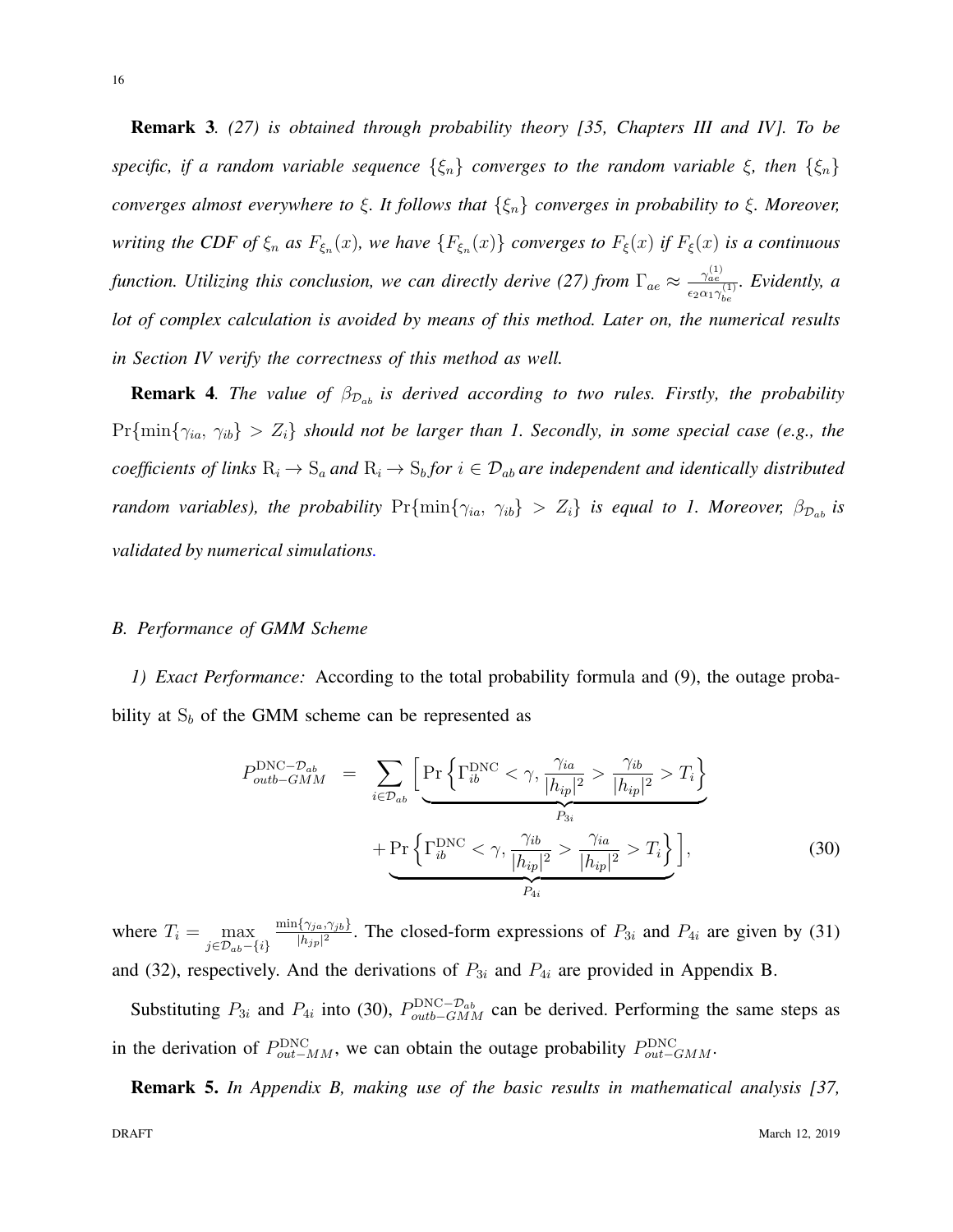**Remark 3**. *(27) is obtained through probability theory [35, Chapters III and IV]. To be specific, if a random variable sequence $\{\xi_n\}$ converges to the random variable $\xi$, then $\{\xi_n\}$ converges almost everywhere to $\xi$. It follows that $\{\xi_n\}$ converges in probability to $\xi$. Moreover, writing the CDF of $\xi_n$ as $F_{\xi_n}(x)$, we have $\{F_{\xi_n}(x)\}$ converges to $F_\xi(x)$ if $F_\xi(x)$ is a continuous function. Utilizing this conclusion, we can directly derive (27) from $\Gamma_{ae} \approx \frac{\gamma_{ae}^{(1)}}{\epsilon_2 \alpha_1 \gamma_{be}^{(1)}}$. Evidently, a lot of complex calculation is avoided by means of this method. Later on, the numerical results in Section IV verify the correctness of this method as well.*

**Remark 4**. *The value of $\beta_{\mathcal{D}_{ab}}$ is derived according to two rules. Firstly, the probability $\Pr\{\min\{\gamma_{ia},\, \gamma_{ib}\} > Z_i\}$ should not be larger than 1. Secondly, in some special case (e.g., the coefficients of links $\mathrm{R}_i \to \mathrm{S}_a$ and $\mathrm{R}_i \to \mathrm{S}_b$ for $i \in \mathcal{D}_{ab}$ are independent and identically distributed random variables), the probability $\Pr\{\min\{\gamma_{ia},\, \gamma_{ib}\} > Z_i\}$ is equal to 1. Moreover, $\beta_{\mathcal{D}_{ab}}$ is validated by numerical simulations.*

### *B. Performance of GMM Scheme*

*1) Exact Performance:* According to the total probability formula and (9), the outage probability at $\mathrm{S}_b$ of the GMM scheme can be represented as

$$
\begin{aligned}
P_{outb-GMM}^{\mathrm{DNC}-\mathcal{D}_{ab}} = \sum_{i \in \mathcal{D}_{ab}} \Big[ & \underbrace{\Pr\left\{ \Gamma_{ib}^{\mathrm{DNC}} < \gamma, \frac{\gamma_{ia}}{|h_{ip}|^2} > \frac{\gamma_{ib}}{|h_{ip}|^2} > T_i \right\}}_{P_{3i}} \\
& + \underbrace{\Pr\left\{ \Gamma_{ib}^{\mathrm{DNC}} < \gamma, \frac{\gamma_{ib}}{|h_{ip}|^2} > \frac{\gamma_{ia}}{|h_{ip}|^2} > T_i \right\}}_{P_{4i}} \Big],
\end{aligned} \tag{30}
$$

where $T_i = \max\limits_{j \in \mathcal{D}_{ab} - \{i\}} \frac{\min\{\gamma_{ja}, \gamma_{jb}\}}{|h_{jp}|^2}$. The closed-form expressions of $P_{3i}$ and $P_{4i}$ are given by (31) and (32), respectively. And the derivations of $P_{3i}$ and $P_{4i}$ are provided in Appendix B.

Substituting $P_{3i}$ and $P_{4i}$ into (30), $P_{outb-GMM}^{\mathrm{DNC}-\mathcal{D}_{ab}}$ can be derived. Performing the same steps as in the derivation of $P_{out-MM}^{\mathrm{DNC}}$, we can obtain the outage probability $P_{out-GMM}^{\mathrm{DNC}}$.

**Remark 5.** *In Appendix B, making use of the basic results in mathematical analysis [37,*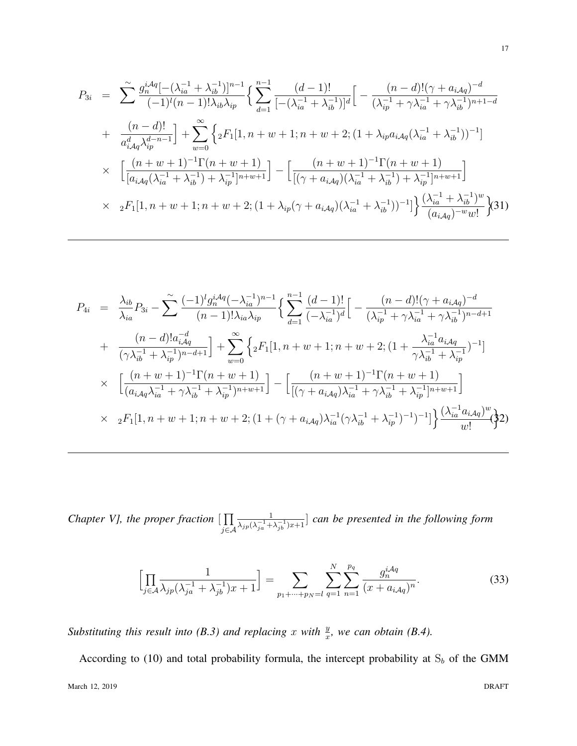$$
\begin{aligned}
P_{3i} &= \sum^{\sim} \frac{g_n^{i\mathcal{A}q}[-(\lambda_{ia}^{-1}+\lambda_{ib}^{-1})]^{n-1}}{(-1)^l(n-1)!\lambda_{ib}\lambda_{ip}} \Big\{ \sum_{d=1}^{n-1} \frac{(d-1)!}{[-(\lambda_{ia}^{-1}+\lambda_{ib}^{-1})]^d} \Big[ -\frac{(n-d)!(\gamma+a_{i\mathcal{A}q})^{-d}}{(\lambda_{ip}^{-1}+\gamma\lambda_{ia}^{-1}+\gamma\lambda_{ib}^{-1})^{n+1-d}} \\
&+ \frac{(n-d)!}{a_{i\mathcal{A}q}^d \lambda_{ip}^{d-n-1}} \Big] + \sum_{w=0}^{\infty} \Big\{ {}_2F_1[1, n+w+1; n+w+2; (1+\lambda_{ip}a_{i\mathcal{A}q}(\lambda_{ia}^{-1}+\lambda_{ib}^{-1}))^{-1}] \\
&\times \Big[ \frac{(n+w+1)^{-1}\Gamma(n+w+1)}{[a_{i\mathcal{A}q}(\lambda_{ia}^{-1}+\lambda_{ib}^{-1})+\lambda_{ip}^{-1}]^{n+w+1}} \Big] - \Big[ \frac{(n+w+1)^{-1}\Gamma(n+w+1)}{[(\gamma+a_{i\mathcal{A}q})(\lambda_{ia}^{-1}+\lambda_{ib}^{-1})+\lambda_{ip}^{-1}]^{n+w+1}} \Big] \\
&\times \; {}_2F_1[1, n+w+1; n+w+2; (1+\lambda_{ip}(\gamma+a_{i\mathcal{A}q})(\lambda_{ia}^{-1}+\lambda_{ib}^{-1}))^{-1}] \Big\} \frac{(\lambda_{ia}^{-1}+\lambda_{ib}^{-1})^w}{(a_{i\mathcal{A}q})^{-w} w!} \Big\} \quad (31)
\end{aligned}
$$

$$
\begin{aligned}
P_{4i} &= \frac{\lambda_{ib}}{\lambda_{ia}} P_{3i} - \sum^{\sim} \frac{(-1)^l g_n^{i\mathcal{A}q}(-\lambda_{ia}^{-1})^{n-1}}{(n-1)!\lambda_{ia}\lambda_{ip}} \Big\{ \sum_{d=1}^{n-1} \frac{(d-1)!}{(-\lambda_{ia}^{-1})^d} \Big[ -\frac{(n-d)!(\gamma+a_{i\mathcal{A}q})^{-d}}{(\lambda_{ip}^{-1}+\gamma\lambda_{ia}^{-1}+\gamma\lambda_{ib}^{-1})^{n-d+1}} \\
&+ \frac{(n-d)! a_{i\mathcal{A}q}^{-d}}{(\gamma\lambda_{ib}^{-1}+\lambda_{ip}^{-1})^{n-d+1}} \Big] + \sum_{w=0}^{\infty} \Big\{ {}_2F_1[1, n+w+1; n+w+2; (1+\frac{\lambda_{ia}^{-1}a_{i\mathcal{A}q}}{\gamma\lambda_{ib}^{-1}+\lambda_{ip}^{-1}})^{-1}] \\
&\times \Big[ \frac{(n+w+1)^{-1}\Gamma(n+w+1)}{(a_{i\mathcal{A}q}\lambda_{ia}^{-1}+\gamma\lambda_{ib}^{-1}+\lambda_{ip}^{-1})^{n+w+1}} \Big] - \Big[ \frac{(n+w+1)^{-1}\Gamma(n+w+1)}{[(\gamma+a_{i\mathcal{A}q})\lambda_{ia}^{-1}+\gamma\lambda_{ib}^{-1}+\lambda_{ip}^{-1}]^{n+w+1}} \Big] \\
&\times \; {}_2F_1[1, n+w+1; n+w+2; (1+(\gamma+a_{i\mathcal{A}q})\lambda_{ia}^{-1}(\gamma\lambda_{ib}^{-1}+\lambda_{ip}^{-1})^{-1})^{-1}] \Big\} \frac{(\lambda_{ia}^{-1}a_{i\mathcal{A}q})^w}{w!} \Big\} \quad (32)
\end{aligned}
$$

*Chapter V], the proper fraction $[\prod_{j\in\mathcal{A}} \frac{1}{\lambda_{jp}(\lambda_{ja}^{-1}+\lambda_{jb}^{-1})x+1}]$ can be presented in the following form*

$$
\Big[\prod_{j\in\mathcal{A}} \frac{1}{\lambda_{jp}(\lambda_{ja}^{-1}+\lambda_{jb}^{-1})x+1}\Big] = \sum_{p_1+\cdots+p_N=l} \sum_{q=1}^{N} \sum_{n=1}^{p_q} \frac{g_n^{i\mathcal{A}q}}{(x+a_{i\mathcal{A}q})^n}. \quad (33)
$$

*Substituting this result into (B.3) and replacing $x$ with $\frac{y}{x}$, we can obtain (B.4).*

According to (10) and total probability formula, the intercept probability at $\mathrm{S}_b$ of the GMM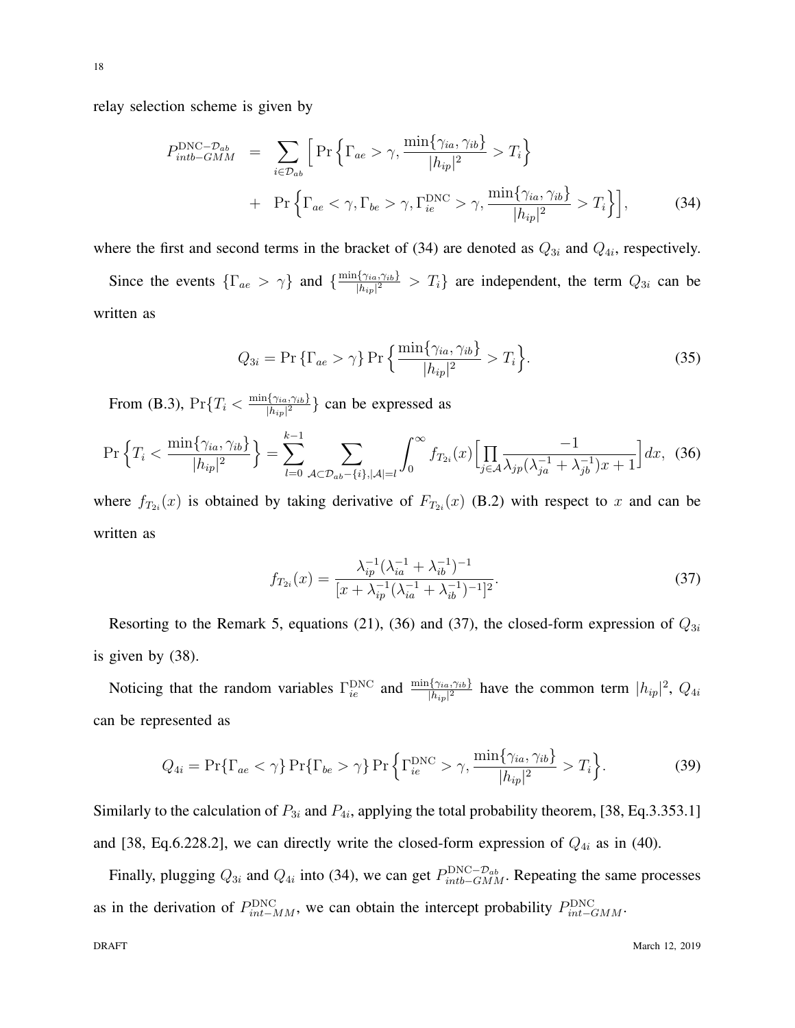relay selection scheme is given by

$$
\begin{aligned}
P_{intb-GMM}^{\mathrm{DNC}-\mathcal{D}_{ab}} &= \sum_{i\in\mathcal{D}_{ab}} \Big[ \Pr\Big\{ \Gamma_{ae} > \gamma, \frac{\min\{\gamma_{ia},\gamma_{ib}\}}{|h_{ip}|^2} > T_i \Big\} \\
&\quad + \Pr\Big\{ \Gamma_{ae} < \gamma, \Gamma_{be} > \gamma, \Gamma_{ie}^{\mathrm{DNC}} > \gamma, \frac{\min\{\gamma_{ia},\gamma_{ib}\}}{|h_{ip}|^2} > T_i \Big\} \Big], \qquad (34)
\end{aligned}
$$

where the first and second terms in the bracket of (34) are denoted as $Q_{3i}$ and $Q_{4i}$, respectively.

Since the events $\{\Gamma_{ae} > \gamma\}$ and $\{\frac{\min\{\gamma_{ia},\gamma_{ib}\}}{|h_{ip}|^2} > T_i\}$ are independent, the term $Q_{3i}$ can be written as

$$
Q_{3i} = \Pr\{\Gamma_{ae} > \gamma\} \Pr\Big\{ \frac{\min\{\gamma_{ia},\gamma_{ib}\}}{|h_{ip}|^2} > T_i \Big\}. \qquad (35)
$$

From (B.3), $\Pr\{T_i < \frac{\min\{\gamma_{ia},\gamma_{ib}\}}{|h_{ip}|^2}\}$ can be expressed as

$$
\Pr\Big\{ T_i < \frac{\min\{\gamma_{ia},\gamma_{ib}\}}{|h_{ip}|^2} \Big\} = \sum_{l=0}^{k-1} \sum_{\mathcal{A}\subset\mathcal{D}_{ab}-\{i\},|\mathcal{A}|=l} \int_0^\infty f_{T_{2i}}(x) \Big[ \prod_{j\in\mathcal{A}} \frac{-1}{\lambda_{jp}(\lambda_{ja}^{-1}+\lambda_{jb}^{-1})x+1} \Big] dx, \quad (36)
$$

where $f_{T_{2i}}(x)$ is obtained by taking derivative of $F_{T_{2i}}(x)$ (B.2) with respect to $x$ and can be written as

$$
f_{T_{2i}}(x) = \frac{\lambda_{ip}^{-1}(\lambda_{ia}^{-1}+\lambda_{ib}^{-1})^{-1}}{[x+\lambda_{ip}^{-1}(\lambda_{ia}^{-1}+\lambda_{ib}^{-1})^{-1}]^2}. \qquad (37)
$$

Resorting to the Remark 5, equations (21), (36) and (37), the closed-form expression of $Q_{3i}$ is given by (38).

Noticing that the random variables $\Gamma_{ie}^{\mathrm{DNC}}$ and $\frac{\min\{\gamma_{ia},\gamma_{ib}\}}{|h_{ip}|^2}$ have the common term $|h_{ip}|^2$, $Q_{4i}$ can be represented as

$$
Q_{4i} = \Pr\{\Gamma_{ae} < \gamma\} \Pr\{\Gamma_{be} > \gamma\} \Pr\Big\{ \Gamma_{ie}^{\mathrm{DNC}} > \gamma, \frac{\min\{\gamma_{ia},\gamma_{ib}\}}{|h_{ip}|^2} > T_i \Big\}. \qquad (39)
$$

Similarly to the calculation of $P_{3i}$ and $P_{4i}$, applying the total probability theorem, [38, Eq.3.353.1] and [38, Eq.6.228.2], we can directly write the closed-form expression of $Q_{4i}$ as in (40).

Finally, plugging $Q_{3i}$ and $Q_{4i}$ into (34), we can get $P_{intb-GMM}^{\mathrm{DNC}-\mathcal{D}_{ab}}$. Repeating the same processes as in the derivation of $P_{int-MM}^{\mathrm{DNC}}$, we can obtain the intercept probability $P_{int-GMM}^{\mathrm{DNC}}$.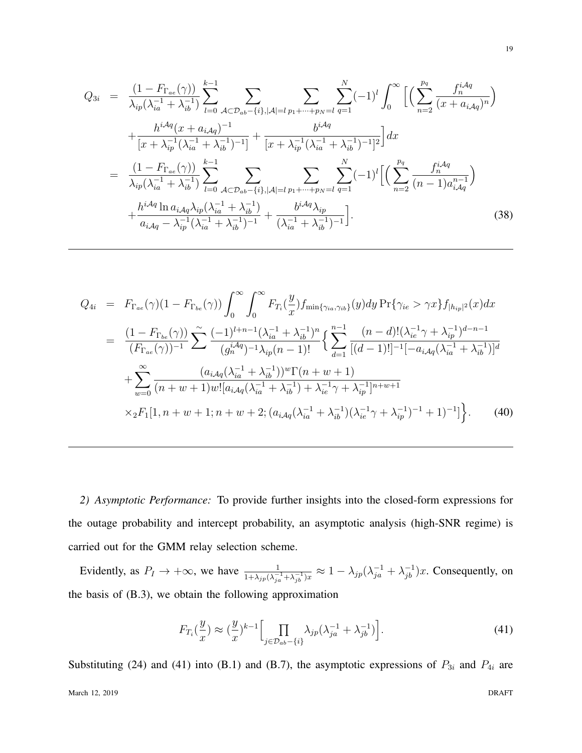$$
\begin{aligned}
Q_{3i} &= \frac{(1-F_{\Gamma_{ae}}(\gamma))}{\lambda_{ip}(\lambda_{ia}^{-1}+\lambda_{ib}^{-1})}\sum_{l=0}^{k-1}\sum_{\mathcal{A}\subset\mathcal{D}_{ab}-\{i\},|\mathcal{A}|=l}\sum_{p_1+\cdots+p_N=l}\sum_{q=1}^{N}(-1)^l\int_0^\infty\Big[\Big(\sum_{n=2}^{p_q}\frac{f_n^{i\mathcal{A}q}}{(x+a_{i\mathcal{A}q})^n}\Big) \\
&\quad +\frac{h^{i\mathcal{A}q}(x+a_{i\mathcal{A}q})^{-1}}{[x+\lambda_{ip}^{-1}(\lambda_{ia}^{-1}+\lambda_{ib}^{-1})^{-1}]}+\frac{b^{i\mathcal{A}q}}{[x+\lambda_{ip}^{-1}(\lambda_{ia}^{-1}+\lambda_{ib}^{-1})^{-1}]^2}\Big]dx \\
&= \frac{(1-F_{\Gamma_{ae}}(\gamma))}{\lambda_{ip}(\lambda_{ia}^{-1}+\lambda_{ib}^{-1})}\sum_{l=0}^{k-1}\sum_{\mathcal{A}\subset\mathcal{D}_{ab}-\{i\},|\mathcal{A}|=l}\sum_{p_1+\cdots+p_N=l}\sum_{q=1}^{N}(-1)^l\Big[\Big(\sum_{n=2}^{p_q}\frac{f_n^{i\mathcal{A}q}}{(n-1)a_{i\mathcal{A}q}^{n-1}}\Big) \\
&\quad +\frac{h^{i\mathcal{A}q}\ln a_{i\mathcal{A}q}\lambda_{ip}(\lambda_{ia}^{-1}+\lambda_{ib}^{-1})}{a_{i\mathcal{A}q}-\lambda_{ip}^{-1}(\lambda_{ia}^{-1}+\lambda_{ib}^{-1})^{-1}}+\frac{b^{i\mathcal{A}q}\lambda_{ip}}{(\lambda_{ia}^{-1}+\lambda_{ib}^{-1})^{-1}}\Big]. \qquad (38)
\end{aligned}
$$

$$
\begin{aligned}
Q_{4i} &= F_{\Gamma_{ae}}(\gamma)(1-F_{\Gamma_{be}}(\gamma))\int_0^\infty\int_0^\infty F_{T_i}(\frac{y}{x})f_{\min\{\gamma_{ia},\gamma_{ib}\}}(y)dy\,\Pr\{\gamma_{ie}>\gamma x\}f_{|h_{ip}|^2}(x)dx \\
&= \frac{(1-F_{\Gamma_{be}}(\gamma))}{(F_{\Gamma_{ae}}(\gamma))^{-1}}\sum^{\sim}\frac{(-1)^{l+n-1}(\lambda_{ia}^{-1}+\lambda_{ib}^{-1})^n}{(g_n^{i\mathcal{A}q})^{-1}\lambda_{ip}(n-1)!}\Big\{\sum_{d=1}^{n-1}\frac{(n-d)!(\lambda_{ie}^{-1}\gamma+\lambda_{ip}^{-1})^{d-n-1}}{[(d-1)!]^{-1}[-a_{i\mathcal{A}q}(\lambda_{ia}^{-1}+\lambda_{ib}^{-1})]^d} \\
&\quad +\sum_{w=0}^{\infty}\frac{(a_{i\mathcal{A}q}(\lambda_{ia}^{-1}+\lambda_{ib}^{-1}))^w\Gamma(n+w+1)}{(n+w+1)w![a_{i\mathcal{A}q}(\lambda_{ia}^{-1}+\lambda_{ib}^{-1})+\lambda_{ie}^{-1}\gamma+\lambda_{ip}^{-1}]^{n+w+1}} \\
&\quad \times {}_2F_1[1,n+w+1;n+w+2;(a_{i\mathcal{A}q}(\lambda_{ia}^{-1}+\lambda_{ib}^{-1})(\lambda_{ie}^{-1}\gamma+\lambda_{ip}^{-1})^{-1}+1)^{-1}]\Big\}. \qquad (40)
\end{aligned}
$$

*2) Asymptotic Performance:* To provide further insights into the closed-form expressions for the outage probability and intercept probability, an asymptotic analysis (high-SNR regime) is carried out for the GMM relay selection scheme.

Evidently, as $P_I \to +\infty$, we have $\frac{1}{1+\lambda_{jp}(\lambda_{ja}^{-1}+\lambda_{jb}^{-1})x} \approx 1-\lambda_{jp}(\lambda_{ja}^{-1}+\lambda_{jb}^{-1})x$. Consequently, on the basis of (B.3), we obtain the following approximation

$$
F_{T_i}(\frac{y}{x}) \approx (\frac{y}{x})^{k-1}\Big[\prod_{j\in\mathcal{D}_{ab}-\{i\}}\lambda_{jp}(\lambda_{ja}^{-1}+\lambda_{jb}^{-1})\Big]. \qquad (41)
$$

Substituting (24) and (41) into (B.1) and (B.7), the asymptotic expressions of $P_{3i}$ and $P_{4i}$ are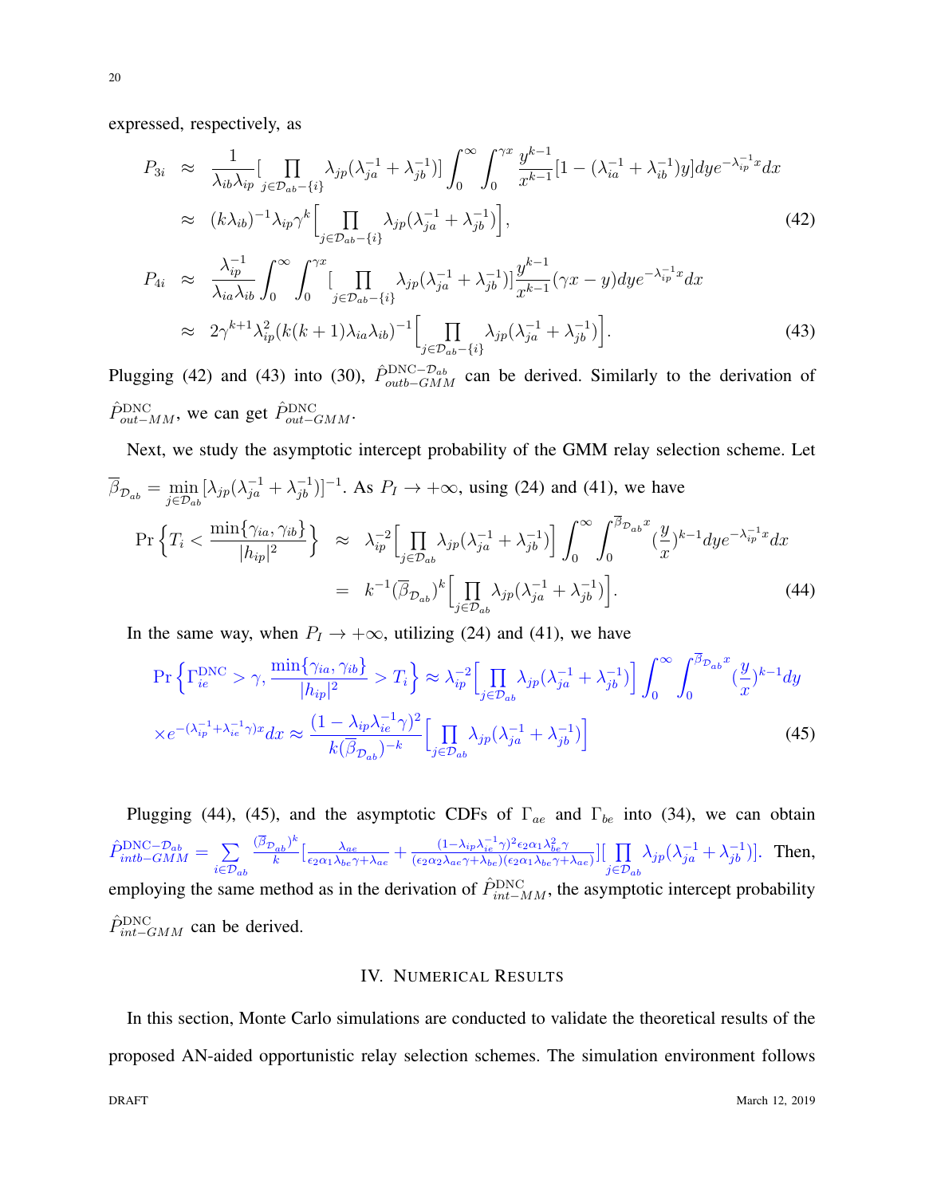expressed, respectively, as

$$
\begin{aligned}
P_{3i} &\approx \frac{1}{\lambda_{ib}\lambda_{ip}}\Big[\prod_{j\in\mathcal{D}_{ab}-\{i\}}\lambda_{jp}(\lambda_{ja}^{-1}+\lambda_{jb}^{-1})\Big]\int_{0}^{\infty}\int_{0}^{\gamma x}\frac{y^{k-1}}{x^{k-1}}[1-(\lambda_{ia}^{-1}+\lambda_{ib}^{-1})y]dye^{-\lambda_{ip}^{-1}x}dx \\
&\approx (k\lambda_{ib})^{-1}\lambda_{ip}\gamma^{k}\Big[\prod_{j\in\mathcal{D}_{ab}-\{i\}}\lambda_{jp}(\lambda_{ja}^{-1}+\lambda_{jb}^{-1})\Big],
\end{aligned}
\tag{42}
$$

$$
\begin{aligned}
P_{4i} &\approx \frac{\lambda_{ip}^{-1}}{\lambda_{ia}\lambda_{ib}}\int_{0}^{\infty}\int_{0}^{\gamma x}\Big[\prod_{j\in\mathcal{D}_{ab}-\{i\}}\lambda_{jp}(\lambda_{ja}^{-1}+\lambda_{jb}^{-1})\Big]\frac{y^{k-1}}{x^{k-1}}(\gamma x-y)dye^{-\lambda_{ip}^{-1}x}dx \\
&\approx 2\gamma^{k+1}\lambda_{ip}^{2}(k(k+1)\lambda_{ia}\lambda_{ib})^{-1}\Big[\prod_{j\in\mathcal{D}_{ab}-\{i\}}\lambda_{jp}(\lambda_{ja}^{-1}+\lambda_{jb}^{-1})\Big].
\end{aligned}
\tag{43}
$$

Plugging (42) and (43) into (30), $\hat{P}_{outb-GMM}^{\mathrm{DNC}-\mathcal{D}_{ab}}$ can be derived. Similarly to the derivation of $\hat{P}_{out-MM}^{\mathrm{DNC}}$, we can get $\hat{P}_{out-GMM}^{\mathrm{DNC}}$.

Next, we study the asymptotic intercept probability of the GMM relay selection scheme. Let $\overline{\beta}_{\mathcal{D}_{ab}}=\min_{j\in\mathcal{D}_{ab}}[\lambda_{jp}(\lambda_{ja}^{-1}+\lambda_{jb}^{-1})]^{-1}$. As $P_I\to+\infty$, using (24) and (41), we have

$$
\begin{aligned}
\Pr\Big\{T_i<\frac{\min\{\gamma_{ia},\gamma_{ib}\}}{|h_{ip}|^2}\Big\} &\approx \lambda_{ip}^{-2}\Big[\prod_{j\in\mathcal{D}_{ab}}\lambda_{jp}(\lambda_{ja}^{-1}+\lambda_{jb}^{-1})\Big]\int_{0}^{\infty}\int_{0}^{\overline{\beta}_{\mathcal{D}_{ab}}x}(\frac{y}{x})^{k-1}dye^{-\lambda_{ip}^{-1}x}dx \\
&= k^{-1}(\overline{\beta}_{\mathcal{D}_{ab}})^{k}\Big[\prod_{j\in\mathcal{D}_{ab}}\lambda_{jp}(\lambda_{ja}^{-1}+\lambda_{jb}^{-1})\Big].
\end{aligned}
\tag{44}
$$

In the same way, when $P_I\to+\infty$, utilizing (24) and (41), we have

$$
\begin{aligned}
&\Pr\Big\{\Gamma_{ie}^{\mathrm{DNC}}>\gamma,\frac{\min\{\gamma_{ia},\gamma_{ib}\}}{|h_{ip}|^2}>T_i\Big\}\approx\lambda_{ip}^{-2}\Big[\prod_{j\in\mathcal{D}_{ab}}\lambda_{jp}(\lambda_{ja}^{-1}+\lambda_{jb}^{-1})\Big]\int_{0}^{\infty}\int_{0}^{\overline{\beta}_{\mathcal{D}_{ab}}x}(\frac{y}{x})^{k-1}dy \\
&\times e^{-(\lambda_{ip}^{-1}+\lambda_{ie}^{-1}\gamma)x}dx\approx\frac{(1-\lambda_{ip}\lambda_{ie}^{-1}\gamma)^{2}}{k(\overline{\beta}_{\mathcal{D}_{ab}})^{-k}}\Big[\prod_{j\in\mathcal{D}_{ab}}\lambda_{jp}(\lambda_{ja}^{-1}+\lambda_{jb}^{-1})\Big]
\end{aligned}
\tag{45}
$$

Plugging (44), (45), and the asymptotic CDFs of $\Gamma_{ae}$ and $\Gamma_{be}$ into (34), we can obtain $\hat{P}_{intb-GMM}^{\mathrm{DNC}-\mathcal{D}_{ab}}=\sum_{i\in\mathcal{D}_{ab}}\frac{(\overline{\beta}_{\mathcal{D}_{ab}})^{k}}{k}[\frac{\lambda_{ae}}{\epsilon_2\alpha_1\lambda_{be}\gamma+\lambda_{ae}}+\frac{(1-\lambda_{ip}\lambda_{ie}^{-1}\gamma)^2\epsilon_2\alpha_1\lambda_{be}^2\gamma}{(\epsilon_2\alpha_2\lambda_{ae}\gamma+\lambda_{be})(\epsilon_2\alpha_1\lambda_{be}\gamma+\lambda_{ae})}][\prod_{j\in\mathcal{D}_{ab}}\lambda_{jp}(\lambda_{ja}^{-1}+\lambda_{jb}^{-1})]$. Then, employing the same method as in the derivation of $\hat{P}_{int-MM}^{\mathrm{DNC}}$, the asymptotic intercept probability $\hat{P}_{int-GMM}^{\mathrm{DNC}}$ can be derived.

## IV. Numerical Results

In this section, Monte Carlo simulations are conducted to validate the theoretical results of the proposed AN-aided opportunistic relay selection schemes. The simulation environment follows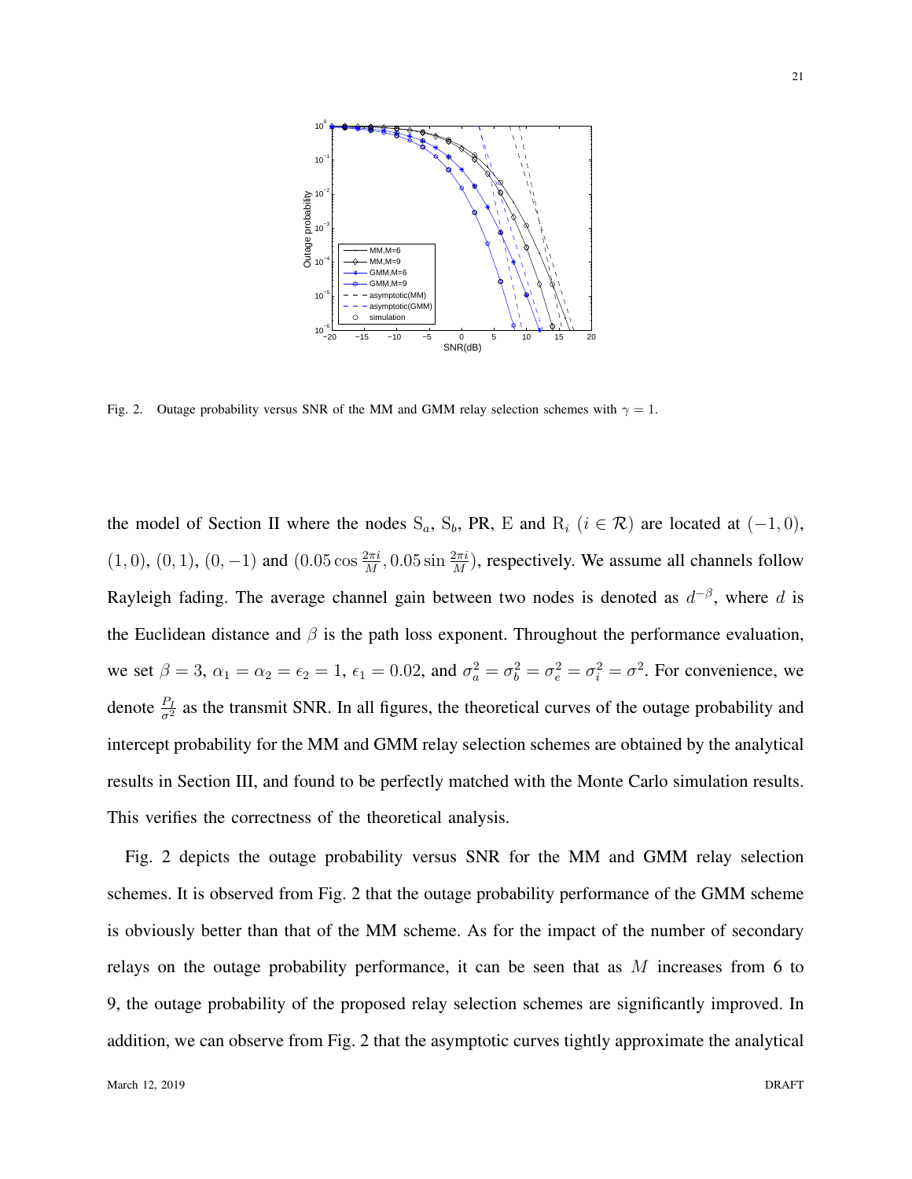Fig. 2. Outage probability versus SNR of the MM and GMM relay selection schemes with $\gamma = 1$.

the model of Section II where the nodes $\mathrm{S}_a$, $\mathrm{S}_b$, PR, E and $\mathrm{R}_i$ ($i \in \mathcal{R}$) are located at $(-1, 0)$, $(1, 0)$, $(0, 1)$, $(0, -1)$ and $(0.05 \cos \frac{2\pi i}{M}, 0.05 \sin \frac{2\pi i}{M})$, respectively. We assume all channels follow Rayleigh fading. The average channel gain between two nodes is denoted as $d^{-\beta}$, where $d$ is the Euclidean distance and $\beta$ is the path loss exponent. Throughout the performance evaluation, we set $\beta = 3$, $\alpha_1 = \alpha_2 = \epsilon_2 = 1$, $\epsilon_1 = 0.02$, and $\sigma_a^2 = \sigma_b^2 = \sigma_e^2 = \sigma_i^2 = \sigma^2$. For convenience, we denote $\frac{P_I}{\sigma^2}$ as the transmit SNR. In all figures, the theoretical curves of the outage probability and intercept probability for the MM and GMM relay selection schemes are obtained by the analytical results in Section III, and found to be perfectly matched with the Monte Carlo simulation results. This verifies the correctness of the theoretical analysis.

Fig. 2 depicts the outage probability versus SNR for the MM and GMM relay selection schemes. It is observed from Fig. 2 that the outage probability performance of the GMM scheme is obviously better than that of the MM scheme. As for the impact of the number of secondary relays on the outage probability performance, it can be seen that as $M$ increases from 6 to 9, the outage probability of the proposed relay selection schemes are significantly improved. In addition, we can observe from Fig. 2 that the asymptotic curves tightly approximate the analytical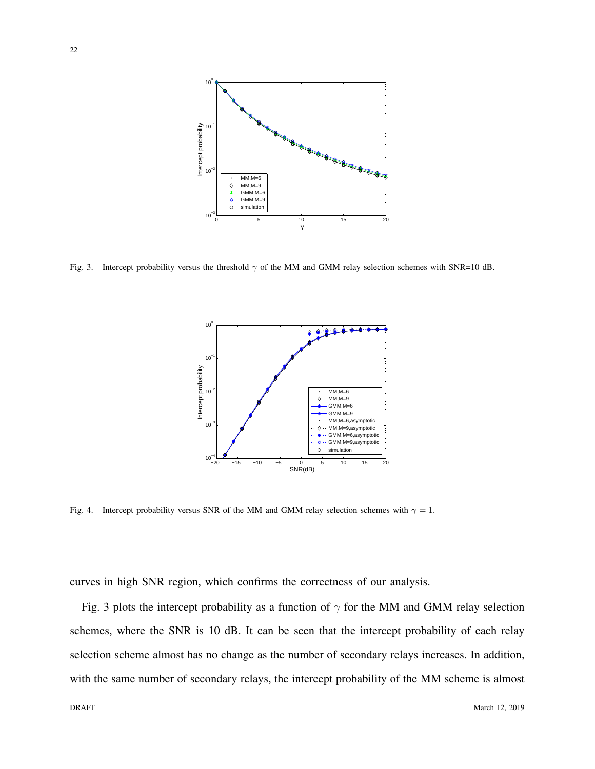Fig. 3. Intercept probability versus the threshold $\gamma$ of the MM and GMM relay selection schemes with SNR=10 dB.

Fig. 4. Intercept probability versus SNR of the MM and GMM relay selection schemes with $\gamma = 1$.

curves in high SNR region, which confirms the correctness of our analysis.

Fig. 3 plots the intercept probability as a function of $\gamma$ for the MM and GMM relay selection schemes, where the SNR is 10 dB. It can be seen that the intercept probability of each relay selection scheme almost has no change as the number of secondary relays increases. In addition, with the same number of secondary relays, the intercept probability of the MM scheme is almost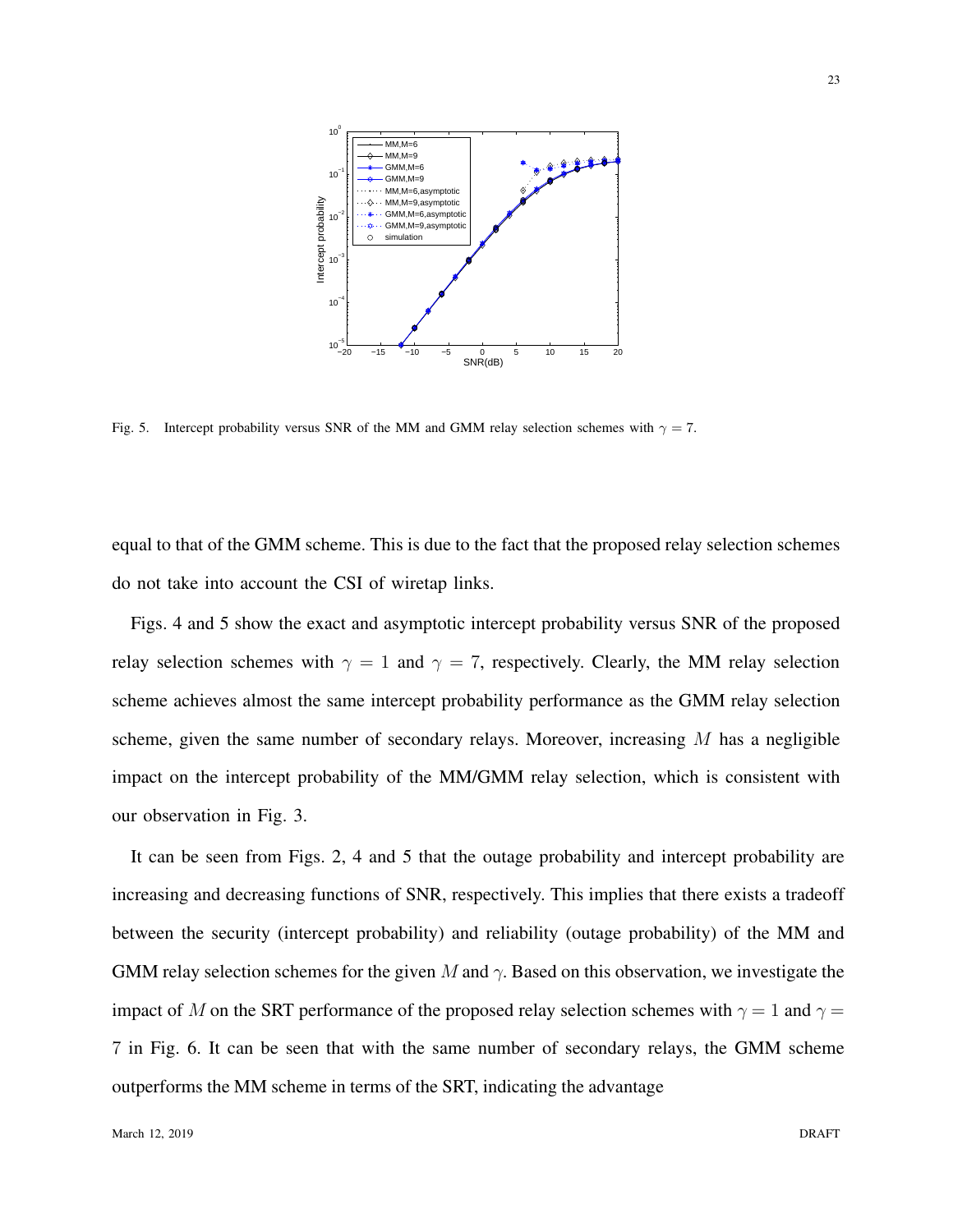Fig. 5. Intercept probability versus SNR of the MM and GMM relay selection schemes with $\gamma = 7$.

equal to that of the GMM scheme. This is due to the fact that the proposed relay selection schemes do not take into account the CSI of wiretap links.

Figs. 4 and 5 show the exact and asymptotic intercept probability versus SNR of the proposed relay selection schemes with $\gamma = 1$ and $\gamma = 7$, respectively. Clearly, the MM relay selection scheme achieves almost the same intercept probability performance as the GMM relay selection scheme, given the same number of secondary relays. Moreover, increasing $M$ has a negligible impact on the intercept probability of the MM/GMM relay selection, which is consistent with our observation in Fig. 3.

It can be seen from Figs. 2, 4 and 5 that the outage probability and intercept probability are increasing and decreasing functions of SNR, respectively. This implies that there exists a tradeoff between the security (intercept probability) and reliability (outage probability) of the MM and GMM relay selection schemes for the given $M$ and $\gamma$. Based on this observation, we investigate the impact of $M$ on the SRT performance of the proposed relay selection schemes with $\gamma = 1$ and $\gamma = 7$ in Fig. 6. It can be seen that with the same number of secondary relays, the GMM scheme outperforms the MM scheme in terms of the SRT, indicating the advantage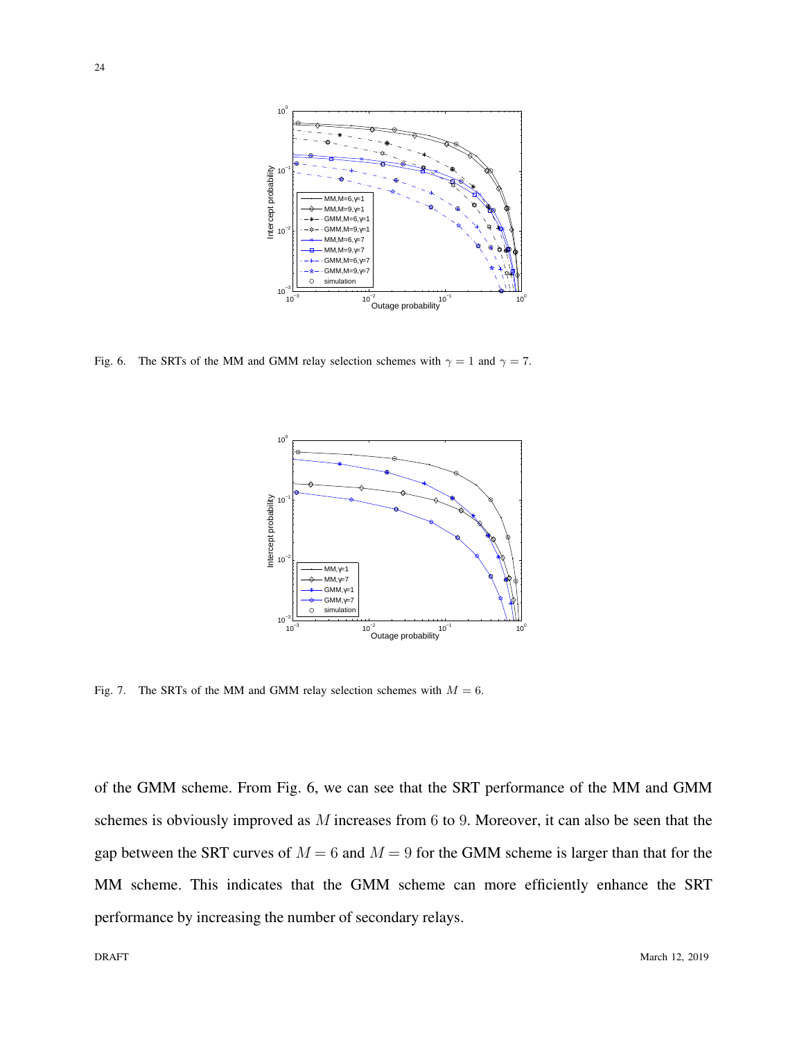Fig. 6. The SRTs of the MM and GMM relay selection schemes with $\gamma = 1$ and $\gamma = 7$.

Fig. 7. The SRTs of the MM and GMM relay selection schemes with $M = 6$.

of the GMM scheme. From Fig. 6, we can see that the SRT performance of the MM and GMM schemes is obviously improved as $M$ increases from 6 to 9. Moreover, it can also be seen that the gap between the SRT curves of $M = 6$ and $M = 9$ for the GMM scheme is larger than that for the MM scheme. This indicates that the GMM scheme can more efficiently enhance the SRT performance by increasing the number of secondary relays.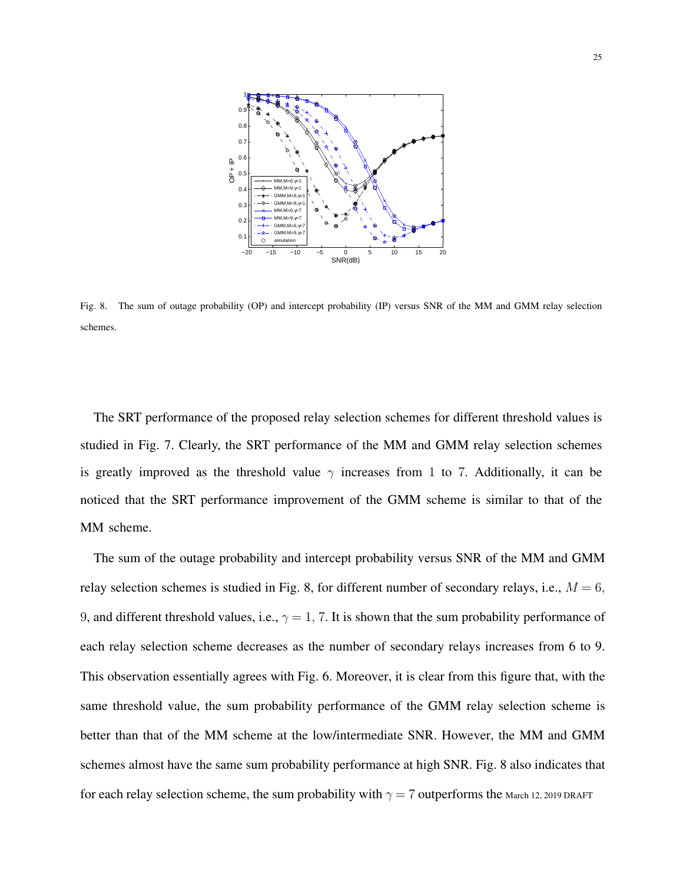Fig. 8. The sum of outage probability (OP) and intercept probability (IP) versus SNR of the MM and GMM relay selection schemes.

The SRT performance of the proposed relay selection schemes for different threshold values is studied in Fig. 7. Clearly, the SRT performance of the MM and GMM relay selection schemes is greatly improved as the threshold value $\gamma$ increases from 1 to 7. Additionally, it can be noticed that the SRT performance improvement of the GMM scheme is similar to that of the MM scheme.

The sum of the outage probability and intercept probability versus SNR of the MM and GMM relay selection schemes is studied in Fig. 8, for different number of secondary relays, i.e., $M = 6$, $9$, and different threshold values, i.e., $\gamma = 1, 7$. It is shown that the sum probability performance of each relay selection scheme decreases as the number of secondary relays increases from 6 to 9. This observation essentially agrees with Fig. 6. Moreover, it is clear from this figure that, with the same threshold value, the sum probability performance of the GMM relay selection scheme is better than that of the MM scheme at the low/intermediate SNR. However, the MM and GMM schemes almost have the same sum probability performance at high SNR. Fig. 8 also indicates that for each relay selection scheme, the sum probability with $\gamma = 7$ outperforms the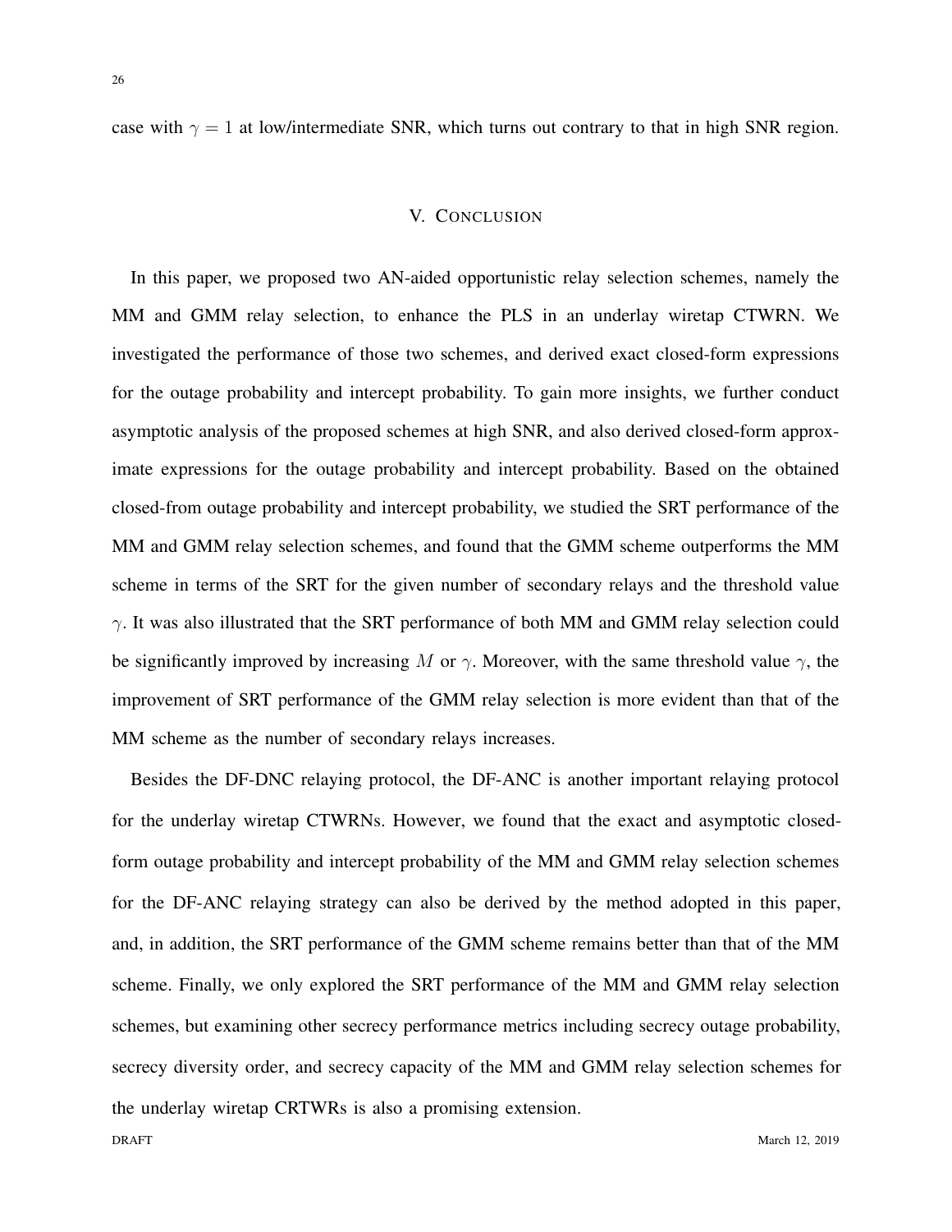case with $\gamma = 1$ at low/intermediate SNR, which turns out contrary to that in high SNR region.

## V. Conclusion

In this paper, we proposed two AN-aided opportunistic relay selection schemes, namely the MM and GMM relay selection, to enhance the PLS in an underlay wiretap CTWRN. We investigated the performance of those two schemes, and derived exact closed-form expressions for the outage probability and intercept probability. To gain more insights, we further conduct asymptotic analysis of the proposed schemes at high SNR, and also derived closed-form approximate expressions for the outage probability and intercept probability. Based on the obtained closed-from outage probability and intercept probability, we studied the SRT performance of the MM and GMM relay selection schemes, and found that the GMM scheme outperforms the MM scheme in terms of the SRT for the given number of secondary relays and the threshold value $\gamma$. It was also illustrated that the SRT performance of both MM and GMM relay selection could be significantly improved by increasing $M$ or $\gamma$. Moreover, with the same threshold value $\gamma$, the improvement of SRT performance of the GMM relay selection is more evident than that of the MM scheme as the number of secondary relays increases.

Besides the DF-DNC relaying protocol, the DF-ANC is another important relaying protocol for the underlay wiretap CTWRNs. However, we found that the exact and asymptotic closed-form outage probability and intercept probability of the MM and GMM relay selection schemes for the DF-ANC relaying strategy can also be derived by the method adopted in this paper, and, in addition, the SRT performance of the GMM scheme remains better than that of the MM scheme. Finally, we only explored the SRT performance of the MM and GMM relay selection schemes, but examining other secrecy performance metrics including secrecy outage probability, secrecy diversity order, and secrecy capacity of the MM and GMM relay selection schemes for the underlay wiretap CRTWRs is also a promising extension.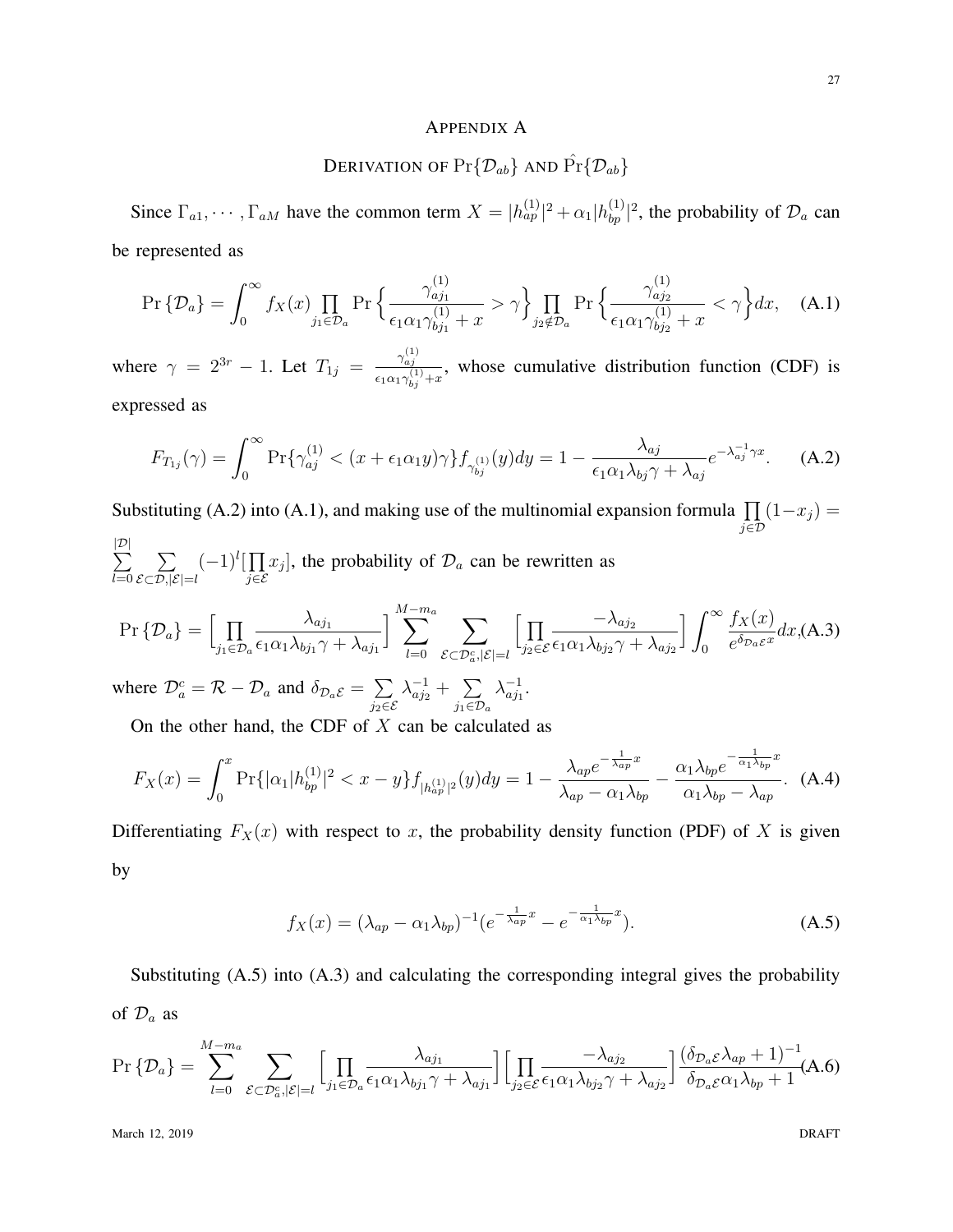# Appendix A

## Derivation of $\Pr\{\mathcal{D}_{ab}\}$ and $\hat{\Pr}\{\mathcal{D}_{ab}\}$

Since $\Gamma_{a1}, \cdots, \Gamma_{aM}$ have the common term $X = |h_{ap}^{(1)}|^2 + \alpha_1 |h_{bp}^{(1)}|^2$, the probability of $\mathcal{D}_a$ can be represented as

$$\Pr\{\mathcal{D}_a\} = \int_0^\infty f_X(x) \prod_{j_1 \in \mathcal{D}_a} \Pr\Big\{\frac{\gamma_{aj_1}^{(1)}}{\epsilon_1 \alpha_1 \gamma_{bj_1}^{(1)} + x} > \gamma\Big\} \prod_{j_2 \notin \mathcal{D}_a} \Pr\Big\{\frac{\gamma_{aj_2}^{(1)}}{\epsilon_1 \alpha_1 \gamma_{bj_2}^{(1)} + x} < \gamma\Big\} dx, \quad \text{(A.1)}$$

where $\gamma = 2^{3r} - 1$. Let $T_{1j} = \frac{\gamma_{aj}^{(1)}}{\epsilon_1 \alpha_1 \gamma_{bj}^{(1)} + x}$, whose cumulative distribution function (CDF) is expressed as

$$F_{T_{1j}}(\gamma) = \int_0^\infty \Pr\{\gamma_{aj}^{(1)} < (x + \epsilon_1 \alpha_1 y)\gamma\} f_{\gamma_{bj}^{(1)}}(y) dy = 1 - \frac{\lambda_{aj}}{\epsilon_1 \alpha_1 \lambda_{bj} \gamma + \lambda_{aj}} e^{-\lambda_{aj}^{-1} \gamma x}. \quad \text{(A.2)}$$

Substituting (A.2) into (A.1), and making use of the multinomial expansion formula $\prod_{j \in \mathcal{D}} (1 - x_j) = \sum_{l=0}^{|\mathcal{D}|} \sum_{\mathcal{E} \subset \mathcal{D}, |\mathcal{E}| = l} (-1)^l [\prod_{j \in \mathcal{E}} x_j]$, the probability of $\mathcal{D}_a$ can be rewritten as

$$\Pr\{\mathcal{D}_a\} = \Big[\prod_{j_1 \in \mathcal{D}_a} \frac{\lambda_{aj_1}}{\epsilon_1 \alpha_1 \lambda_{bj_1} \gamma + \lambda_{aj_1}}\Big] \sum_{l=0}^{M - m_a} \sum_{\mathcal{E} \subset \mathcal{D}_a^c, |\mathcal{E}| = l} \Big[\prod_{j_2 \in \mathcal{E}} \frac{-\lambda_{aj_2}}{\epsilon_1 \alpha_1 \lambda_{bj_2} \gamma + \lambda_{aj_2}}\Big] \int_0^\infty \frac{f_X(x)}{e^{\delta_{\mathcal{D}_a \mathcal{E}} x}} dx, \quad \text{(A.3)}$$

where $\mathcal{D}_a^c = \mathcal{R} - \mathcal{D}_a$ and $\delta_{\mathcal{D}_a \mathcal{E}} = \sum_{j_2 \in \mathcal{E}} \lambda_{aj_2}^{-1} + \sum_{j_1 \in \mathcal{D}_a} \lambda_{aj_1}^{-1}$.

On the other hand, the CDF of $X$ can be calculated as

$$F_X(x) = \int_0^x \Pr\{|\alpha_1 |h_{bp}^{(1)}|^2 < x - y\} f_{|h_{ap}^{(1)}|^2}(y) dy = 1 - \frac{\lambda_{ap} e^{-\frac{1}{\lambda_{ap}} x}}{\lambda_{ap} - \alpha_1 \lambda_{bp}} - \frac{\alpha_1 \lambda_{bp} e^{-\frac{1}{\alpha_1 \lambda_{bp}} x}}{\alpha_1 \lambda_{bp} - \lambda_{ap}}. \quad \text{(A.4)}$$

Differentiating $F_X(x)$ with respect to $x$, the probability density function (PDF) of $X$ is given by

$$f_X(x) = (\lambda_{ap} - \alpha_1 \lambda_{bp})^{-1} (e^{-\frac{1}{\lambda_{ap}} x} - e^{-\frac{1}{\alpha_1 \lambda_{bp}} x}). \quad \text{(A.5)}$$

Substituting (A.5) into (A.3) and calculating the corresponding integral gives the probability of $\mathcal{D}_a$ as

$$\Pr\{\mathcal{D}_a\} = \sum_{l=0}^{M - m_a} \sum_{\mathcal{E} \subset \mathcal{D}_a^c, |\mathcal{E}| = l} \Big[\prod_{j_1 \in \mathcal{D}_a} \frac{\lambda_{aj_1}}{\epsilon_1 \alpha_1 \lambda_{bj_1} \gamma + \lambda_{aj_1}}\Big] \Big[\prod_{j_2 \in \mathcal{E}} \frac{-\lambda_{aj_2}}{\epsilon_1 \alpha_1 \lambda_{bj_2} \gamma + \lambda_{aj_2}}\Big] \frac{(\delta_{\mathcal{D}_a \mathcal{E}} \lambda_{ap} + 1)^{-1}}{\delta_{\mathcal{D}_a \mathcal{E}} \alpha_1 \lambda_{bp} + 1} \quad \text{(A.6)}$$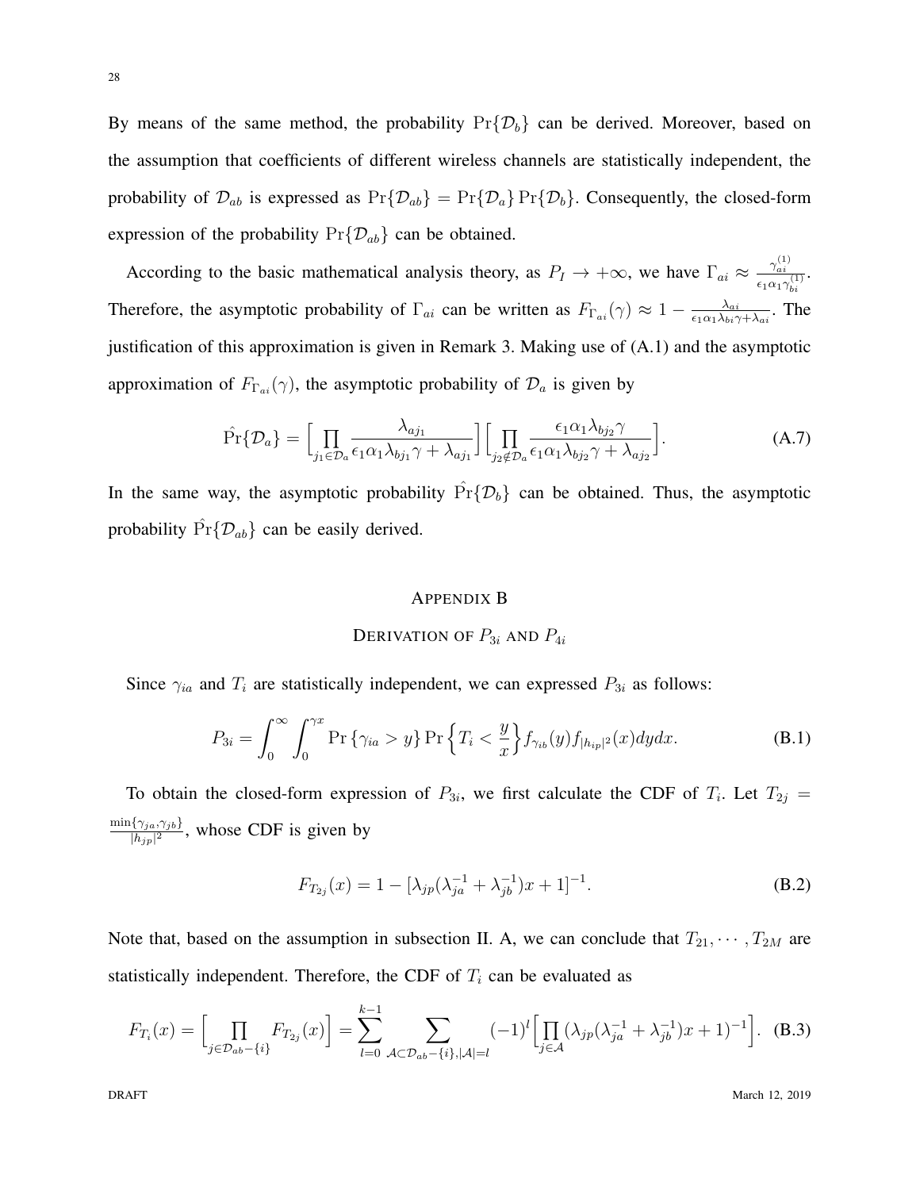By means of the same method, the probability $\Pr\{\mathcal{D}_b\}$ can be derived. Moreover, based on the assumption that coefficients of different wireless channels are statistically independent, the probability of $\mathcal{D}_{ab}$ is expressed as $\Pr\{\mathcal{D}_{ab}\} = \Pr\{\mathcal{D}_a\}\Pr\{\mathcal{D}_b\}$. Consequently, the closed-form expression of the probability $\Pr\{\mathcal{D}_{ab}\}$ can be obtained.

According to the basic mathematical analysis theory, as $P_I \to +\infty$, we have $\Gamma_{ai} \approx \frac{\gamma_{ai}^{(1)}}{\epsilon_1 \alpha_1 \gamma_{bi}^{(1)}}$. Therefore, the asymptotic probability of $\Gamma_{ai}$ can be written as $F_{\Gamma_{ai}}(\gamma) \approx 1 - \frac{\lambda_{ai}}{\epsilon_1 \alpha_1 \lambda_{bi}\gamma + \lambda_{ai}}$. The justification of this approximation is given in Remark 3. Making use of (A.1) and the asymptotic approximation of $F_{\Gamma_{ai}}(\gamma)$, the asymptotic probability of $\mathcal{D}_a$ is given by

$$\hat{\Pr}\{\mathcal{D}_a\} = \Big[\prod_{j_1 \in \mathcal{D}_a} \frac{\lambda_{aj_1}}{\epsilon_1\alpha_1\lambda_{bj_1}\gamma + \lambda_{aj_1}}\Big]\Big[\prod_{j_2 \notin \mathcal{D}_a} \frac{\epsilon_1\alpha_1\lambda_{bj_2}\gamma}{\epsilon_1\alpha_1\lambda_{bj_2}\gamma + \lambda_{aj_2}}\Big]. \tag{A.7}$$

In the same way, the asymptotic probability $\hat{\Pr}\{\mathcal{D}_b\}$ can be obtained. Thus, the asymptotic probability $\hat{\Pr}\{\mathcal{D}_{ab}\}$ can be easily derived.

## APPENDIX B

## DERIVATION OF $P_{3i}$ AND $P_{4i}$

Since $\gamma_{ia}$ and $T_i$ are statistically independent, we can expressed $P_{3i}$ as follows:

$$P_{3i} = \int_0^\infty \int_0^{\gamma x} \Pr\{\gamma_{ia} > y\} \Pr\Big\{T_i < \frac{y}{x}\Big\} f_{\gamma_{ib}}(y) f_{|h_{ip}|^2}(x)\,dy\,dx. \tag{B.1}$$

To obtain the closed-form expression of $P_{3i}$, we first calculate the CDF of $T_i$. Let $T_{2j} = \frac{\min\{\gamma_{ja},\gamma_{jb}\}}{|h_{jp}|^2}$, whose CDF is given by

$$F_{T_{2j}}(x) = 1 - [\lambda_{jp}(\lambda_{ja}^{-1} + \lambda_{jb}^{-1})x + 1]^{-1}. \tag{B.2}$$

Note that, based on the assumption in subsection II. A, we can conclude that $T_{21}, \cdots, T_{2M}$ are statistically independent. Therefore, the CDF of $T_i$ can be evaluated as

$$F_{T_i}(x) = \Big[\prod_{j \in \mathcal{D}_{ab}-\{i\}} F_{T_{2j}}(x)\Big] = \sum_{l=0}^{k-1} \sum_{\mathcal{A} \subset \mathcal{D}_{ab}-\{i\}, |\mathcal{A}|=l} (-1)^l \Big[\prod_{j \in \mathcal{A}} (\lambda_{jp}(\lambda_{ja}^{-1} + \lambda_{jb}^{-1})x + 1)^{-1}\Big]. \tag{B.3}$$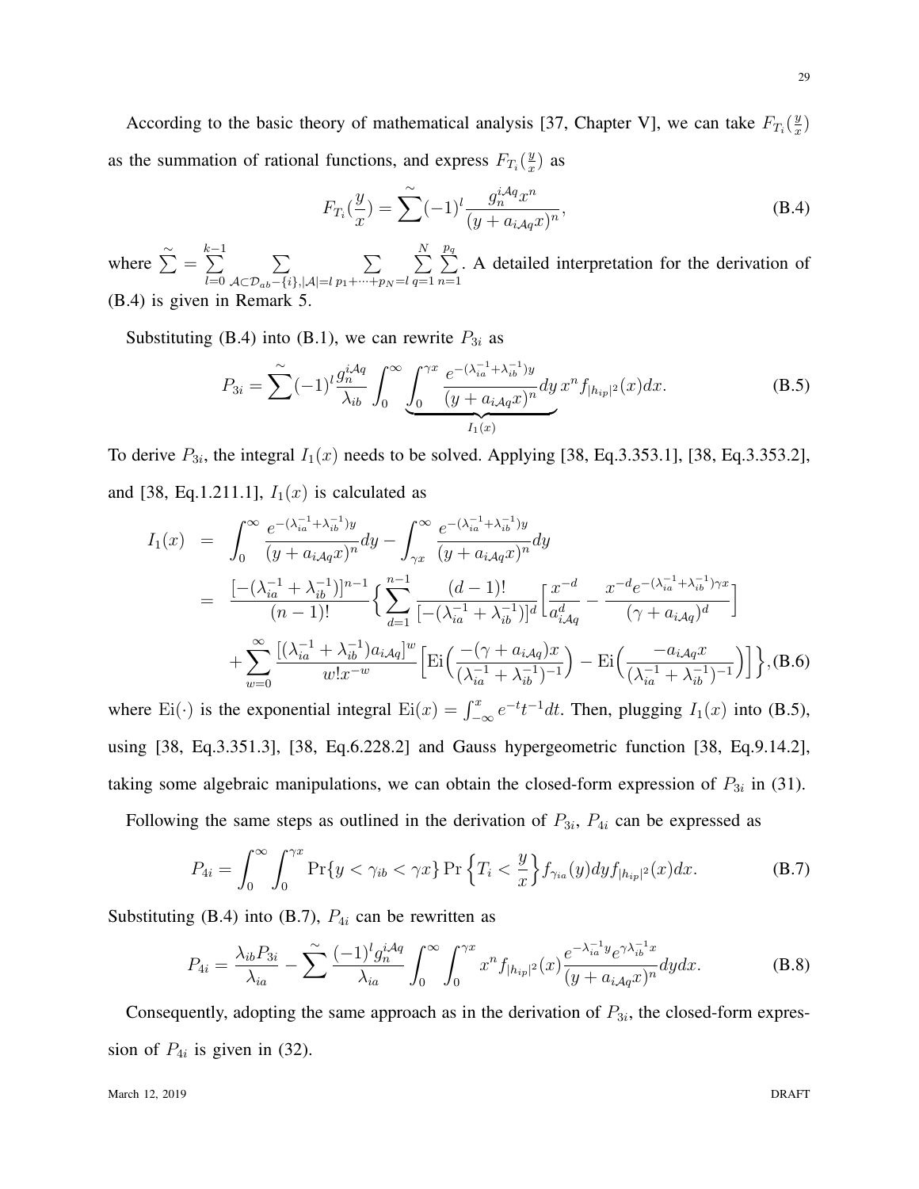According to the basic theory of mathematical analysis [37, Chapter V], we can take $F_{T_i}(\frac{y}{x})$ as the summation of rational functions, and express $F_{T_i}(\frac{y}{x})$ as

$$F_{T_i}(\frac{y}{x}) = \widetilde{\sum}(-1)^l \frac{g_n^{i\mathcal{A}q} x^n}{(y + a_{i\mathcal{A}q} x)^n}, \tag{B.4}$$

where $\widetilde{\sum} = \sum_{l=0}^{k-1} \sum_{\mathcal{A} \subset \mathcal{D}_{ab} - \{i\}, |\mathcal{A}| = l} \sum_{p_1 + \cdots + p_N = l} \sum_{q=1}^{N} \sum_{n=1}^{p_q}$. A detailed interpretation for the derivation of (B.4) is given in Remark 5.

Substituting (B.4) into (B.1), we can rewrite $P_{3i}$ as

$$P_{3i} = \widetilde{\sum}(-1)^l \frac{g_n^{i\mathcal{A}q}}{\lambda_{ib}} \int_0^\infty \underbrace{\int_0^{\gamma x} \frac{e^{-(\lambda_{ia}^{-1} + \lambda_{ib}^{-1}) y}}{(y + a_{i\mathcal{A}q} x)^n} dy}_{I_1(x)} \, x^n f_{|h_{ip}|^2}(x) dx. \tag{B.5}$$

To derive $P_{3i}$, the integral $I_1(x)$ needs to be solved. Applying [38, Eq.3.353.1], [38, Eq.3.353.2], and [38, Eq.1.211.1], $I_1(x)$ is calculated as

$$\begin{aligned} I_1(x) &= \int_0^\infty \frac{e^{-(\lambda_{ia}^{-1} + \lambda_{ib}^{-1}) y}}{(y + a_{i\mathcal{A}q} x)^n} dy - \int_{\gamma x}^\infty \frac{e^{-(\lambda_{ia}^{-1} + \lambda_{ib}^{-1}) y}}{(y + a_{i\mathcal{A}q} x)^n} dy \\ &= \frac{[-(\lambda_{ia}^{-1} + \lambda_{ib}^{-1})]^{n-1}}{(n-1)!} \Big\{ \sum_{d=1}^{n-1} \frac{(d-1)!}{[-(\lambda_{ia}^{-1} + \lambda_{ib}^{-1})]^d} \Big[ \frac{x^{-d}}{a_{i\mathcal{A}q}^d} - \frac{x^{-d} e^{-(\lambda_{ia}^{-1} + \lambda_{ib}^{-1}) \gamma x}}{(\gamma + a_{i\mathcal{A}q})^d} \Big] \\ &\quad + \sum_{w=0}^\infty \frac{[(\lambda_{ia}^{-1} + \lambda_{ib}^{-1}) a_{i\mathcal{A}q}]^w}{w! x^{-w}} \Big[ \mathrm{Ei}\Big( \frac{-(\gamma + a_{i\mathcal{A}q}) x}{(\lambda_{ia}^{-1} + \lambda_{ib}^{-1})^{-1}} \Big) - \mathrm{Ei}\Big( \frac{-a_{i\mathcal{A}q} x}{(\lambda_{ia}^{-1} + \lambda_{ib}^{-1})^{-1}} \Big) \Big] \Big\}, \end{aligned} \tag{B.6}$$

where $\mathrm{Ei}(\cdot)$ is the exponential integral $\mathrm{Ei}(x) = \int_{-\infty}^x e^{-t} t^{-1} dt$. Then, plugging $I_1(x)$ into (B.5), using [38, Eq.3.351.3], [38, Eq.6.228.2] and Gauss hypergeometric function [38, Eq.9.14.2], taking some algebraic manipulations, we can obtain the closed-form expression of $P_{3i}$ in (31).

Following the same steps as outlined in the derivation of $P_{3i}$, $P_{4i}$ can be expressed as

$$P_{4i} = \int_0^\infty \int_0^{\gamma x} \Pr\{y < \gamma_{ib} < \gamma x\} \Pr\Big\{T_i < \frac{y}{x}\Big\} f_{\gamma_{ia}}(y) dy f_{|h_{ip}|^2}(x) dx. \tag{B.7}$$

Substituting (B.4) into (B.7), $P_{4i}$ can be rewritten as

$$P_{4i} = \frac{\lambda_{ib} P_{3i}}{\lambda_{ia}} - \widetilde{\sum} \frac{(-1)^l g_n^{i\mathcal{A}q}}{\lambda_{ia}} \int_0^\infty \int_0^{\gamma x} x^n f_{|h_{ip}|^2}(x) \frac{e^{-\lambda_{ia}^{-1} y} e^{\gamma \lambda_{ib}^{-1} x}}{(y + a_{i\mathcal{A}q} x)^n} dy dx. \tag{B.8}$$

Consequently, adopting the same approach as in the derivation of $P_{3i}$, the closed-form expression of $P_{4i}$ is given in (32).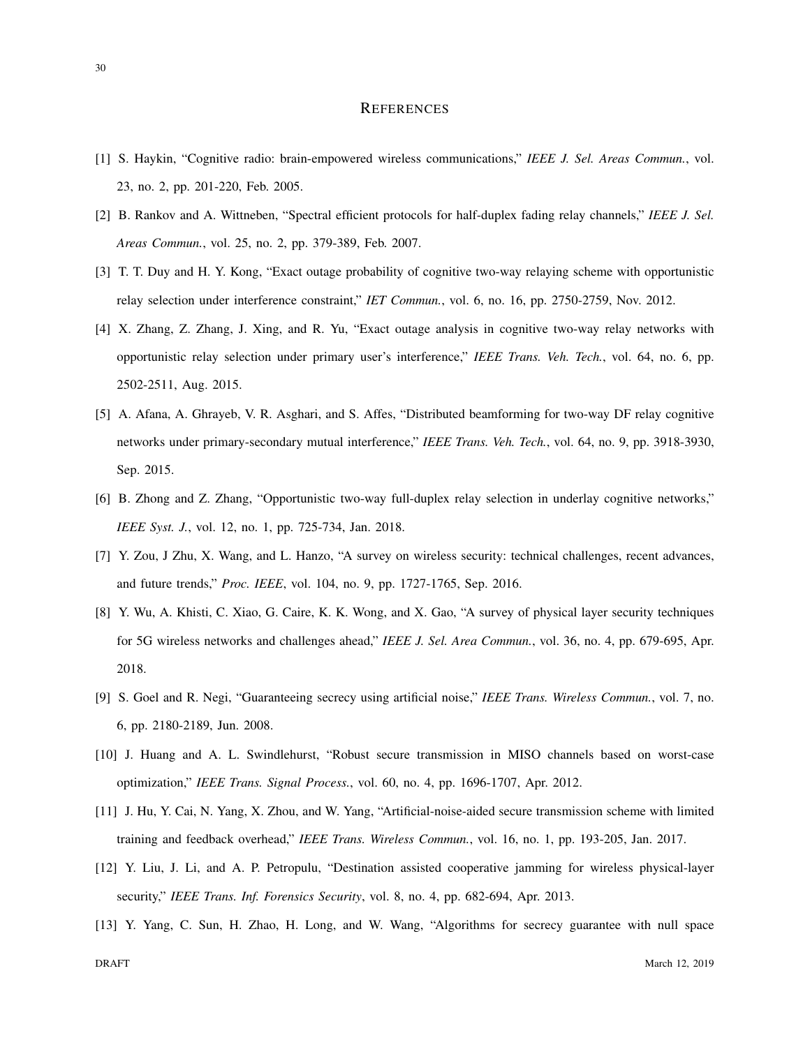# References

[1] S. Haykin, "Cognitive radio: brain-empowered wireless communications," *IEEE J. Sel. Areas Commun.*, vol. 23, no. 2, pp. 201-220, Feb. 2005.

[2] B. Rankov and A. Wittneben, "Spectral efficient protocols for half-duplex fading relay channels," *IEEE J. Sel. Areas Commun.*, vol. 25, no. 2, pp. 379-389, Feb. 2007.

[3] T. T. Duy and H. Y. Kong, "Exact outage probability of cognitive two-way relaying scheme with opportunistic relay selection under interference constraint," *IET Commun.*, vol. 6, no. 16, pp. 2750-2759, Nov. 2012.

[4] X. Zhang, Z. Zhang, J. Xing, and R. Yu, "Exact outage analysis in cognitive two-way relay networks with opportunistic relay selection under primary user's interference," *IEEE Trans. Veh. Tech.*, vol. 64, no. 6, pp. 2502-2511, Aug. 2015.

[5] A. Afana, A. Ghrayeb, V. R. Asghari, and S. Affes, "Distributed beamforming for two-way DF relay cognitive networks under primary-secondary mutual interference," *IEEE Trans. Veh. Tech.*, vol. 64, no. 9, pp. 3918-3930, Sep. 2015.

[6] B. Zhong and Z. Zhang, "Opportunistic two-way full-duplex relay selection in underlay cognitive networks," *IEEE Syst. J.*, vol. 12, no. 1, pp. 725-734, Jan. 2018.

[7] Y. Zou, J Zhu, X. Wang, and L. Hanzo, "A survey on wireless security: technical challenges, recent advances, and future trends," *Proc. IEEE*, vol. 104, no. 9, pp. 1727-1765, Sep. 2016.

[8] Y. Wu, A. Khisti, C. Xiao, G. Caire, K. K. Wong, and X. Gao, "A survey of physical layer security techniques for 5G wireless networks and challenges ahead," *IEEE J. Sel. Area Commun.*, vol. 36, no. 4, pp. 679-695, Apr. 2018.

[9] S. Goel and R. Negi, "Guaranteeing secrecy using artificial noise," *IEEE Trans. Wireless Commun.*, vol. 7, no. 6, pp. 2180-2189, Jun. 2008.

[10] J. Huang and A. L. Swindlehurst, "Robust secure transmission in MISO channels based on worst-case optimization," *IEEE Trans. Signal Process.*, vol. 60, no. 4, pp. 1696-1707, Apr. 2012.

[11] J. Hu, Y. Cai, N. Yang, X. Zhou, and W. Yang, "Artificial-noise-aided secure transmission scheme with limited training and feedback overhead," *IEEE Trans. Wireless Commun.*, vol. 16, no. 1, pp. 193-205, Jan. 2017.

[12] Y. Liu, J. Li, and A. P. Petropulu, "Destination assisted cooperative jamming for wireless physical-layer security," *IEEE Trans. Inf. Forensics Security*, vol. 8, no. 4, pp. 682-694, Apr. 2013.

[13] Y. Yang, C. Sun, H. Zhao, H. Long, and W. Wang, "Algorithms for secrecy guarantee with null space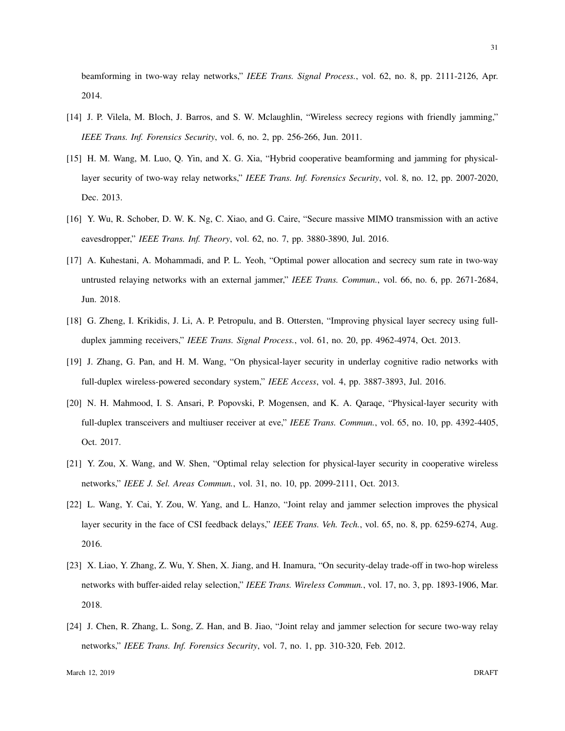beamforming in two-way relay networks," *IEEE Trans. Signal Process.*, vol. 62, no. 8, pp. 2111-2126, Apr. 2014.

[14] J. P. Vilela, M. Bloch, J. Barros, and S. W. Mclaughlin, "Wireless secrecy regions with friendly jamming," *IEEE Trans. Inf. Forensics Security*, vol. 6, no. 2, pp. 256-266, Jun. 2011.

[15] H. M. Wang, M. Luo, Q. Yin, and X. G. Xia, "Hybrid cooperative beamforming and jamming for physical-layer security of two-way relay networks," *IEEE Trans. Inf. Forensics Security*, vol. 8, no. 12, pp. 2007-2020, Dec. 2013.

[16] Y. Wu, R. Schober, D. W. K. Ng, C. Xiao, and G. Caire, "Secure massive MIMO transmission with an active eavesdropper," *IEEE Trans. Inf. Theory*, vol. 62, no. 7, pp. 3880-3890, Jul. 2016.

[17] A. Kuhestani, A. Mohammadi, and P. L. Yeoh, "Optimal power allocation and secrecy sum rate in two-way untrusted relaying networks with an external jammer," *IEEE Trans. Commun.*, vol. 66, no. 6, pp. 2671-2684, Jun. 2018.

[18] G. Zheng, I. Krikidis, J. Li, A. P. Petropulu, and B. Ottersten, "Improving physical layer secrecy using full-duplex jamming receivers," *IEEE Trans. Signal Process.*, vol. 61, no. 20, pp. 4962-4974, Oct. 2013.

[19] J. Zhang, G. Pan, and H. M. Wang, "On physical-layer security in underlay cognitive radio networks with full-duplex wireless-powered secondary system," *IEEE Access*, vol. 4, pp. 3887-3893, Jul. 2016.

[20] N. H. Mahmood, I. S. Ansari, P. Popovski, P. Mogensen, and K. A. Qaraqe, "Physical-layer security with full-duplex transceivers and multiuser receiver at eve," *IEEE Trans. Commun.*, vol. 65, no. 10, pp. 4392-4405, Oct. 2017.

[21] Y. Zou, X. Wang, and W. Shen, "Optimal relay selection for physical-layer security in cooperative wireless networks," *IEEE J. Sel. Areas Commun.*, vol. 31, no. 10, pp. 2099-2111, Oct. 2013.

[22] L. Wang, Y. Cai, Y. Zou, W. Yang, and L. Hanzo, "Joint relay and jammer selection improves the physical layer security in the face of CSI feedback delays," *IEEE Trans. Veh. Tech.*, vol. 65, no. 8, pp. 6259-6274, Aug. 2016.

[23] X. Liao, Y. Zhang, Z. Wu, Y. Shen, X. Jiang, and H. Inamura, "On security-delay trade-off in two-hop wireless networks with buffer-aided relay selection," *IEEE Trans. Wireless Commun.*, vol. 17, no. 3, pp. 1893-1906, Mar. 2018.

[24] J. Chen, R. Zhang, L. Song, Z. Han, and B. Jiao, "Joint relay and jammer selection for secure two-way relay networks," *IEEE Trans. Inf. Forensics Security*, vol. 7, no. 1, pp. 310-320, Feb. 2012.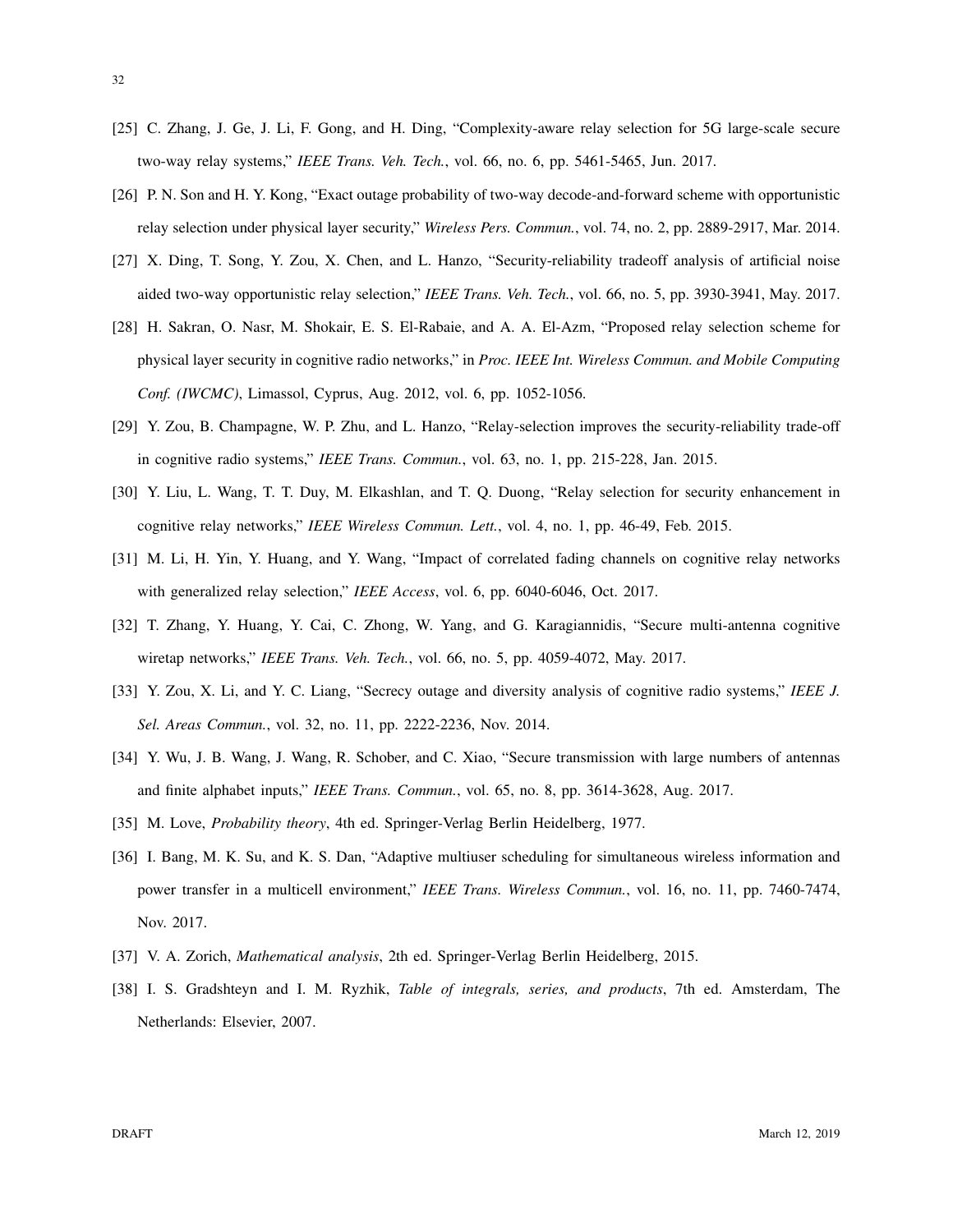[25] C. Zhang, J. Ge, J. Li, F. Gong, and H. Ding, "Complexity-aware relay selection for 5G large-scale secure two-way relay systems," *IEEE Trans. Veh. Tech.*, vol. 66, no. 6, pp. 5461-5465, Jun. 2017.

[26] P. N. Son and H. Y. Kong, "Exact outage probability of two-way decode-and-forward scheme with opportunistic relay selection under physical layer security," *Wireless Pers. Commun.*, vol. 74, no. 2, pp. 2889-2917, Mar. 2014.

[27] X. Ding, T. Song, Y. Zou, X. Chen, and L. Hanzo, "Security-reliability tradeoff analysis of artificial noise aided two-way opportunistic relay selection," *IEEE Trans. Veh. Tech.*, vol. 66, no. 5, pp. 3930-3941, May. 2017.

[28] H. Sakran, O. Nasr, M. Shokair, E. S. El-Rabaie, and A. A. El-Azm, "Proposed relay selection scheme for physical layer security in cognitive radio networks," in *Proc. IEEE Int. Wireless Commun. and Mobile Computing Conf. (IWCMC)*, Limassol, Cyprus, Aug. 2012, vol. 6, pp. 1052-1056.

[29] Y. Zou, B. Champagne, W. P. Zhu, and L. Hanzo, "Relay-selection improves the security-reliability trade-off in cognitive radio systems," *IEEE Trans. Commun.*, vol. 63, no. 1, pp. 215-228, Jan. 2015.

[30] Y. Liu, L. Wang, T. T. Duy, M. Elkashlan, and T. Q. Duong, "Relay selection for security enhancement in cognitive relay networks," *IEEE Wireless Commun. Lett.*, vol. 4, no. 1, pp. 46-49, Feb. 2015.

[31] M. Li, H. Yin, Y. Huang, and Y. Wang, "Impact of correlated fading channels on cognitive relay networks with generalized relay selection," *IEEE Access*, vol. 6, pp. 6040-6046, Oct. 2017.

[32] T. Zhang, Y. Huang, Y. Cai, C. Zhong, W. Yang, and G. Karagiannidis, "Secure multi-antenna cognitive wiretap networks," *IEEE Trans. Veh. Tech.*, vol. 66, no. 5, pp. 4059-4072, May. 2017.

[33] Y. Zou, X. Li, and Y. C. Liang, "Secrecy outage and diversity analysis of cognitive radio systems," *IEEE J. Sel. Areas Commun.*, vol. 32, no. 11, pp. 2222-2236, Nov. 2014.

[34] Y. Wu, J. B. Wang, J. Wang, R. Schober, and C. Xiao, "Secure transmission with large numbers of antennas and finite alphabet inputs," *IEEE Trans. Commun.*, vol. 65, no. 8, pp. 3614-3628, Aug. 2017.

[35] M. Love, *Probability theory*, 4th ed. Springer-Verlag Berlin Heidelberg, 1977.

[36] I. Bang, M. K. Su, and K. S. Dan, "Adaptive multiuser scheduling for simultaneous wireless information and power transfer in a multicell environment," *IEEE Trans. Wireless Commun.*, vol. 16, no. 11, pp. 7460-7474, Nov. 2017.

[37] V. A. Zorich, *Mathematical analysis*, 2th ed. Springer-Verlag Berlin Heidelberg, 2015.

[38] I. S. Gradshteyn and I. M. Ryzhik, *Table of integrals, series, and products*, 7th ed. Amsterdam, The Netherlands: Elsevier, 2007.